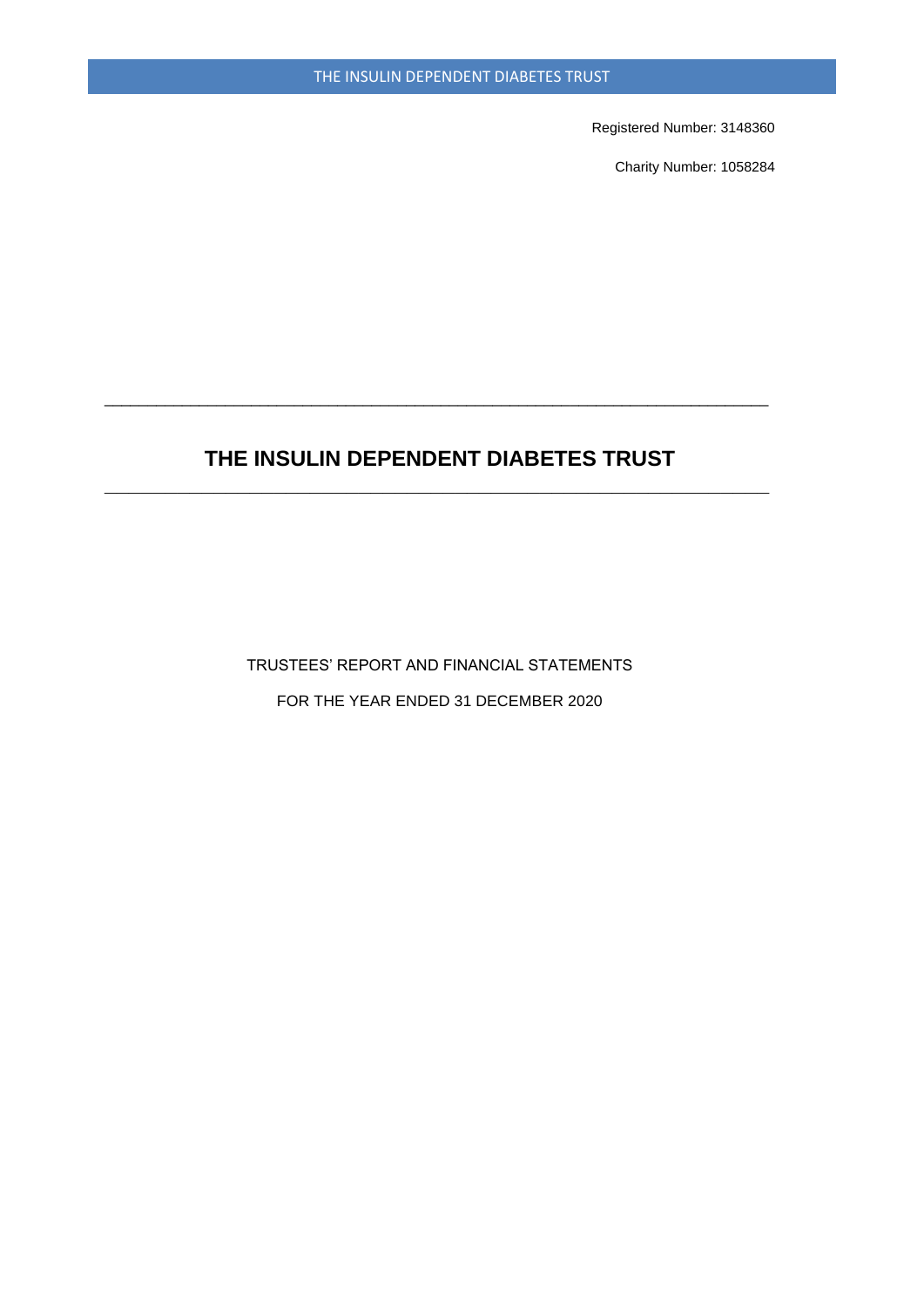Registered Number: 3148360

Charity Number: 1058284

---

# THE INSULIN DEPENDENT DIABETES TRUST

---

TRUSTEES' REPORT AND FINANCIAL STATEMENTS

FOR THE YEAR ENDED 31 DECEMBER 2020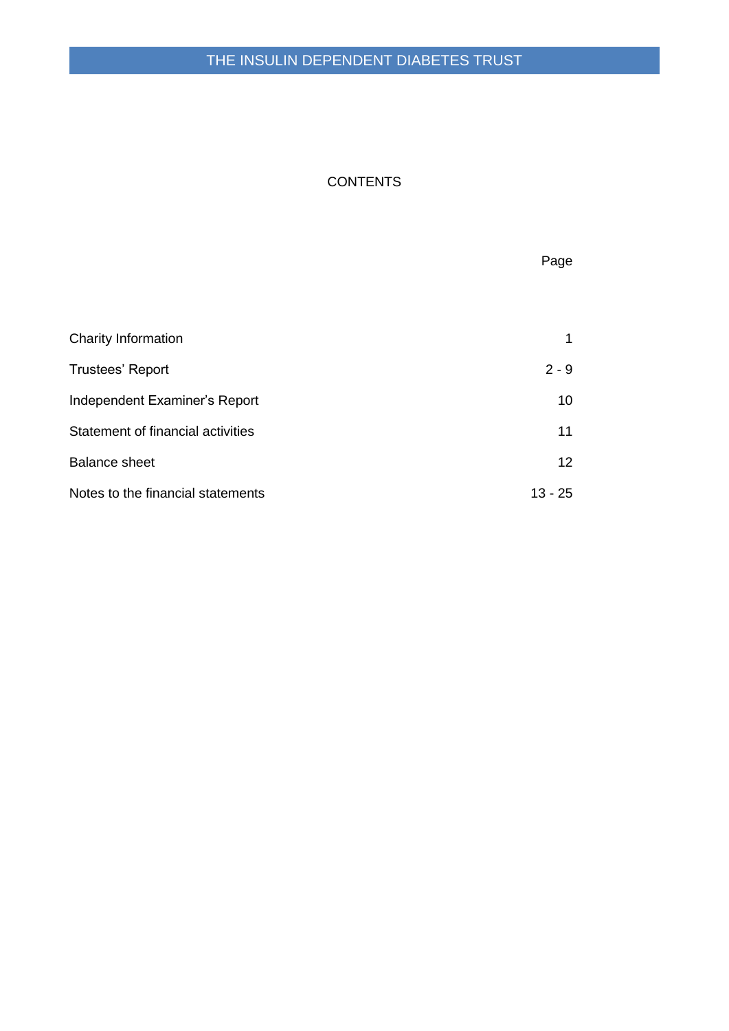# CONTENTS

| | Page |
|---|---|
| Charity Information | 1 |
| Trustees' Report | 2 - 9 |
| Independent Examiner's Report | 10 |
| Statement of financial activities | 11 |
| Balance sheet | 12 |
| Notes to the financial statements | 13 - 25 |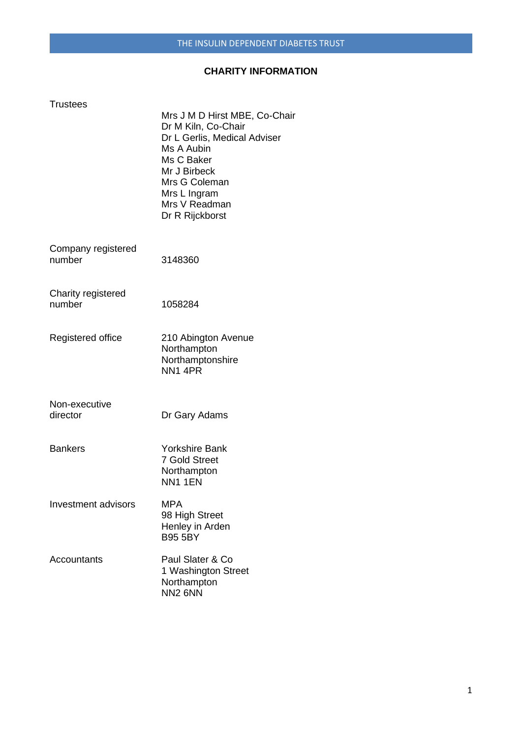## CHARITY INFORMATION

| | |
|---|---|
| Trustees | Mrs J M D Hirst MBE, Co-Chair<br>Dr M Kiln, Co-Chair<br>Dr L Gerlis, Medical Adviser<br>Ms A Aubin<br>Ms C Baker<br>Mr J Birbeck<br>Mrs G Coleman<br>Mrs L Ingram<br>Mrs V Readman<br>Dr R Rijckborst |
| Company registered number | 3148360 |
| Charity registered number | 1058284 |
| Registered office | 210 Abington Avenue<br>Northampton<br>Northamptonshire<br>NN1 4PR |
| Non-executive director | Dr Gary Adams |
| Bankers | Yorkshire Bank<br>7 Gold Street<br>Northampton<br>NN1 1EN |
| Investment advisors | MPA<br>98 High Street<br>Henley in Arden<br>B95 5BY |
| Accountants | Paul Slater & Co<br>1 Washington Street<br>Northampton<br>NN2 6NN |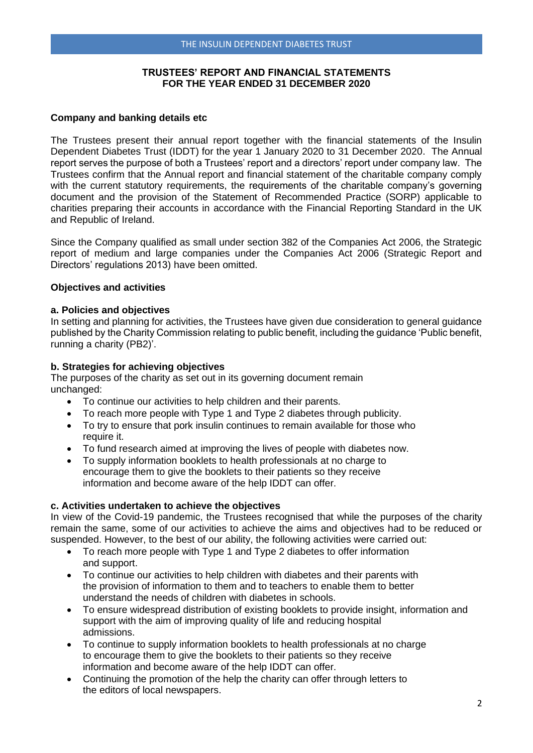## TRUSTEES' REPORT AND FINANCIAL STATEMENTS FOR THE YEAR ENDED 31 DECEMBER 2020

### Company and banking details etc

The Trustees present their annual report together with the financial statements of the Insulin Dependent Diabetes Trust (IDDT) for the year 1 January 2020 to 31 December 2020. The Annual report serves the purpose of both a Trustees' report and a directors' report under company law. The Trustees confirm that the Annual report and financial statement of the charitable company comply with the current statutory requirements, the requirements of the charitable company's governing document and the provision of the Statement of Recommended Practice (SORP) applicable to charities preparing their accounts in accordance with the Financial Reporting Standard in the UK and Republic of Ireland.

Since the Company qualified as small under section 382 of the Companies Act 2006, the Strategic report of medium and large companies under the Companies Act 2006 (Strategic Report and Directors' regulations 2013) have been omitted.

### Objectives and activities

#### a. Policies and objectives

In setting and planning for activities, the Trustees have given due consideration to general guidance published by the Charity Commission relating to public benefit, including the guidance 'Public benefit, running a charity (PB2)'.

#### b. Strategies for achieving objectives

The purposes of the charity as set out in its governing document remain unchanged:

- To continue our activities to help children and their parents.
- To reach more people with Type 1 and Type 2 diabetes through publicity.
- To try to ensure that pork insulin continues to remain available for those who require it.
- To fund research aimed at improving the lives of people with diabetes now.
- To supply information booklets to health professionals at no charge to encourage them to give the booklets to their patients so they receive information and become aware of the help IDDT can offer.

#### c. Activities undertaken to achieve the objectives

In view of the Covid-19 pandemic, the Trustees recognised that while the purposes of the charity remain the same, some of our activities to achieve the aims and objectives had to be reduced or suspended. However, to the best of our ability, the following activities were carried out:

- To reach more people with Type 1 and Type 2 diabetes to offer information and support.
- To continue our activities to help children with diabetes and their parents with the provision of information to them and to teachers to enable them to better understand the needs of children with diabetes in schools.
- To ensure widespread distribution of existing booklets to provide insight, information and support with the aim of improving quality of life and reducing hospital admissions.
- To continue to supply information booklets to health professionals at no charge to encourage them to give the booklets to their patients so they receive information and become aware of the help IDDT can offer.
- Continuing the promotion of the help the charity can offer through letters to the editors of local newspapers.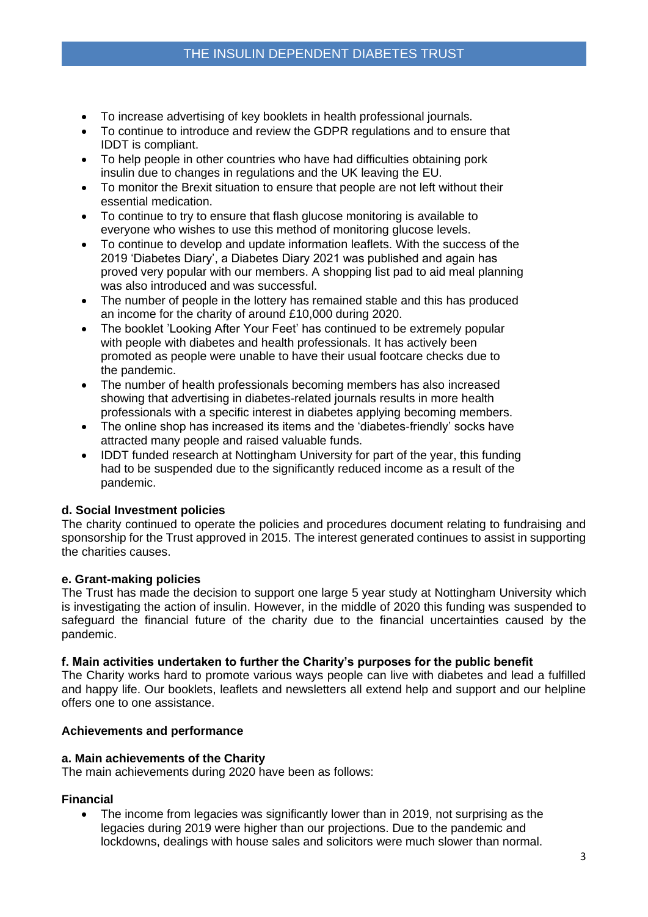- To increase advertising of key booklets in health professional journals.
- To continue to introduce and review the GDPR regulations and to ensure that IDDT is compliant.
- To help people in other countries who have had difficulties obtaining pork insulin due to changes in regulations and the UK leaving the EU.
- To monitor the Brexit situation to ensure that people are not left without their essential medication.
- To continue to try to ensure that flash glucose monitoring is available to everyone who wishes to use this method of monitoring glucose levels.
- To continue to develop and update information leaflets. With the success of the 2019 'Diabetes Diary', a Diabetes Diary 2021 was published and again has proved very popular with our members. A shopping list pad to aid meal planning was also introduced and was successful.
- The number of people in the lottery has remained stable and this has produced an income for the charity of around £10,000 during 2020.
- The booklet 'Looking After Your Feet' has continued to be extremely popular with people with diabetes and health professionals. It has actively been promoted as people were unable to have their usual footcare checks due to the pandemic.
- The number of health professionals becoming members has also increased showing that advertising in diabetes-related journals results in more health professionals with a specific interest in diabetes applying becoming members.
- The online shop has increased its items and the 'diabetes-friendly' socks have attracted many people and raised valuable funds.
- IDDT funded research at Nottingham University for part of the year, this funding had to be suspended due to the significantly reduced income as a result of the pandemic.

**d. Social Investment policies**

The charity continued to operate the policies and procedures document relating to fundraising and sponsorship for the Trust approved in 2015. The interest generated continues to assist in supporting the charities causes.

**e. Grant-making policies**

The Trust has made the decision to support one large 5 year study at Nottingham University which is investigating the action of insulin. However, in the middle of 2020 this funding was suspended to safeguard the financial future of the charity due to the financial uncertainties caused by the pandemic.

**f. Main activities undertaken to further the Charity's purposes for the public benefit**

The Charity works hard to promote various ways people can live with diabetes and lead a fulfilled and happy life. Our booklets, leaflets and newsletters all extend help and support and our helpline offers one to one assistance.

## Achievements and performance

**a. Main achievements of the Charity**

The main achievements during 2020 have been as follows:

**Financial**

- The income from legacies was significantly lower than in 2019, not surprising as the legacies during 2019 were higher than our projections. Due to the pandemic and lockdowns, dealings with house sales and solicitors were much slower than normal.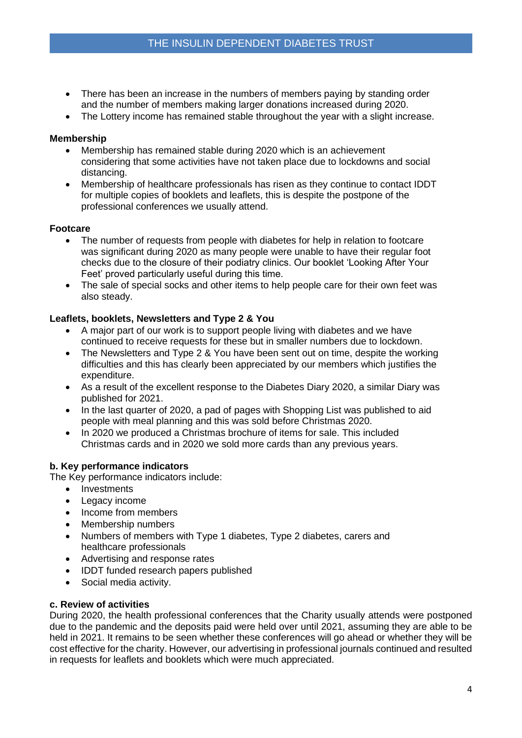- There has been an increase in the numbers of members paying by standing order and the number of members making larger donations increased during 2020.
- The Lottery income has remained stable throughout the year with a slight increase.

**Membership**

- Membership has remained stable during 2020 which is an achievement considering that some activities have not taken place due to lockdowns and social distancing.
- Membership of healthcare professionals has risen as they continue to contact IDDT for multiple copies of booklets and leaflets, this is despite the postpone of the professional conferences we usually attend.

**Footcare**

- The number of requests from people with diabetes for help in relation to footcare was significant during 2020 as many people were unable to have their regular foot checks due to the closure of their podiatry clinics. Our booklet 'Looking After Your Feet' proved particularly useful during this time.
- The sale of special socks and other items to help people care for their own feet was also steady.

**Leaflets, booklets, Newsletters and Type 2 & You**

- A major part of our work is to support people living with diabetes and we have continued to receive requests for these but in smaller numbers due to lockdown.
- The Newsletters and Type 2 & You have been sent out on time, despite the working difficulties and this has clearly been appreciated by our members which justifies the expenditure.
- As a result of the excellent response to the Diabetes Diary 2020, a similar Diary was published for 2021.
- In the last quarter of 2020, a pad of pages with Shopping List was published to aid people with meal planning and this was sold before Christmas 2020.
- In 2020 we produced a Christmas brochure of items for sale. This included Christmas cards and in 2020 we sold more cards than any previous years.

**b. Key performance indicators**

The Key performance indicators include:

- Investments
- Legacy income
- Income from members
- Membership numbers
- Numbers of members with Type 1 diabetes, Type 2 diabetes, carers and healthcare professionals
- Advertising and response rates
- IDDT funded research papers published
- Social media activity.

**c. Review of activities**

During 2020, the health professional conferences that the Charity usually attends were postponed due to the pandemic and the deposits paid were held over until 2021, assuming they are able to be held in 2021. It remains to be seen whether these conferences will go ahead or whether they will be cost effective for the charity. However, our advertising in professional journals continued and resulted in requests for leaflets and booklets which were much appreciated.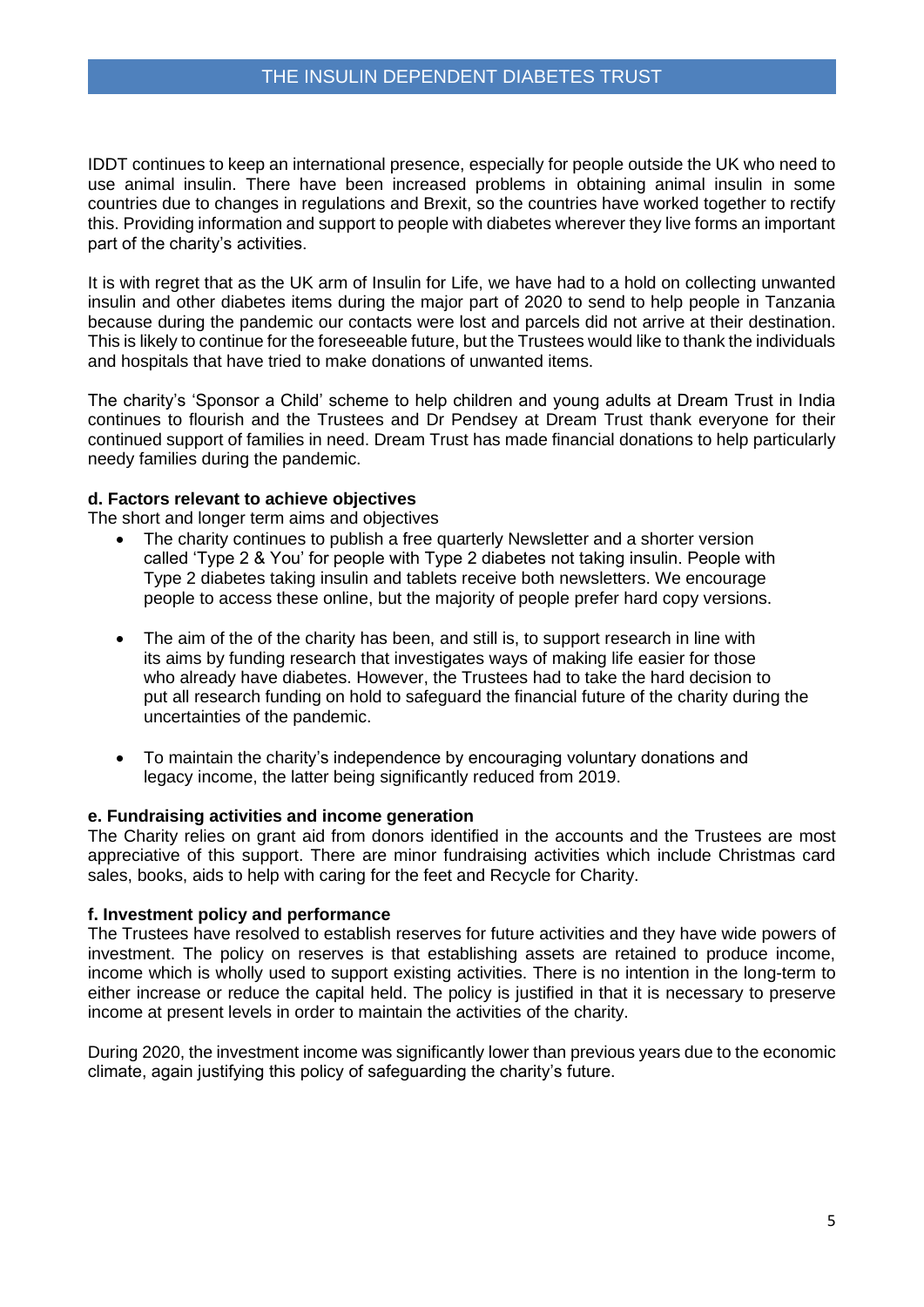IDDT continues to keep an international presence, especially for people outside the UK who need to use animal insulin. There have been increased problems in obtaining animal insulin in some countries due to changes in regulations and Brexit, so the countries have worked together to rectify this. Providing information and support to people with diabetes wherever they live forms an important part of the charity's activities.

It is with regret that as the UK arm of Insulin for Life, we have had to a hold on collecting unwanted insulin and other diabetes items during the major part of 2020 to send to help people in Tanzania because during the pandemic our contacts were lost and parcels did not arrive at their destination. This is likely to continue for the foreseeable future, but the Trustees would like to thank the individuals and hospitals that have tried to make donations of unwanted items.

The charity's 'Sponsor a Child' scheme to help children and young adults at Dream Trust in India continues to flourish and the Trustees and Dr Pendsey at Dream Trust thank everyone for their continued support of families in need. Dream Trust has made financial donations to help particularly needy families during the pandemic.

**d. Factors relevant to achieve objectives**

The short and longer term aims and objectives

- The charity continues to publish a free quarterly Newsletter and a shorter version called 'Type 2 & You' for people with Type 2 diabetes not taking insulin. People with Type 2 diabetes taking insulin and tablets receive both newsletters. We encourage people to access these online, but the majority of people prefer hard copy versions.

- The aim of the of the charity has been, and still is, to support research in line with its aims by funding research that investigates ways of making life easier for those who already have diabetes. However, the Trustees had to take the hard decision to put all research funding on hold to safeguard the financial future of the charity during the uncertainties of the pandemic.

- To maintain the charity's independence by encouraging voluntary donations and legacy income, the latter being significantly reduced from 2019.

**e. Fundraising activities and income generation**

The Charity relies on grant aid from donors identified in the accounts and the Trustees are most appreciative of this support. There are minor fundraising activities which include Christmas card sales, books, aids to help with caring for the feet and Recycle for Charity.

**f. Investment policy and performance**

The Trustees have resolved to establish reserves for future activities and they have wide powers of investment. The policy on reserves is that establishing assets are retained to produce income, income which is wholly used to support existing activities. There is no intention in the long-term to either increase or reduce the capital held. The policy is justified in that it is necessary to preserve income at present levels in order to maintain the activities of the charity.

During 2020, the investment income was significantly lower than previous years due to the economic climate, again justifying this policy of safeguarding the charity's future.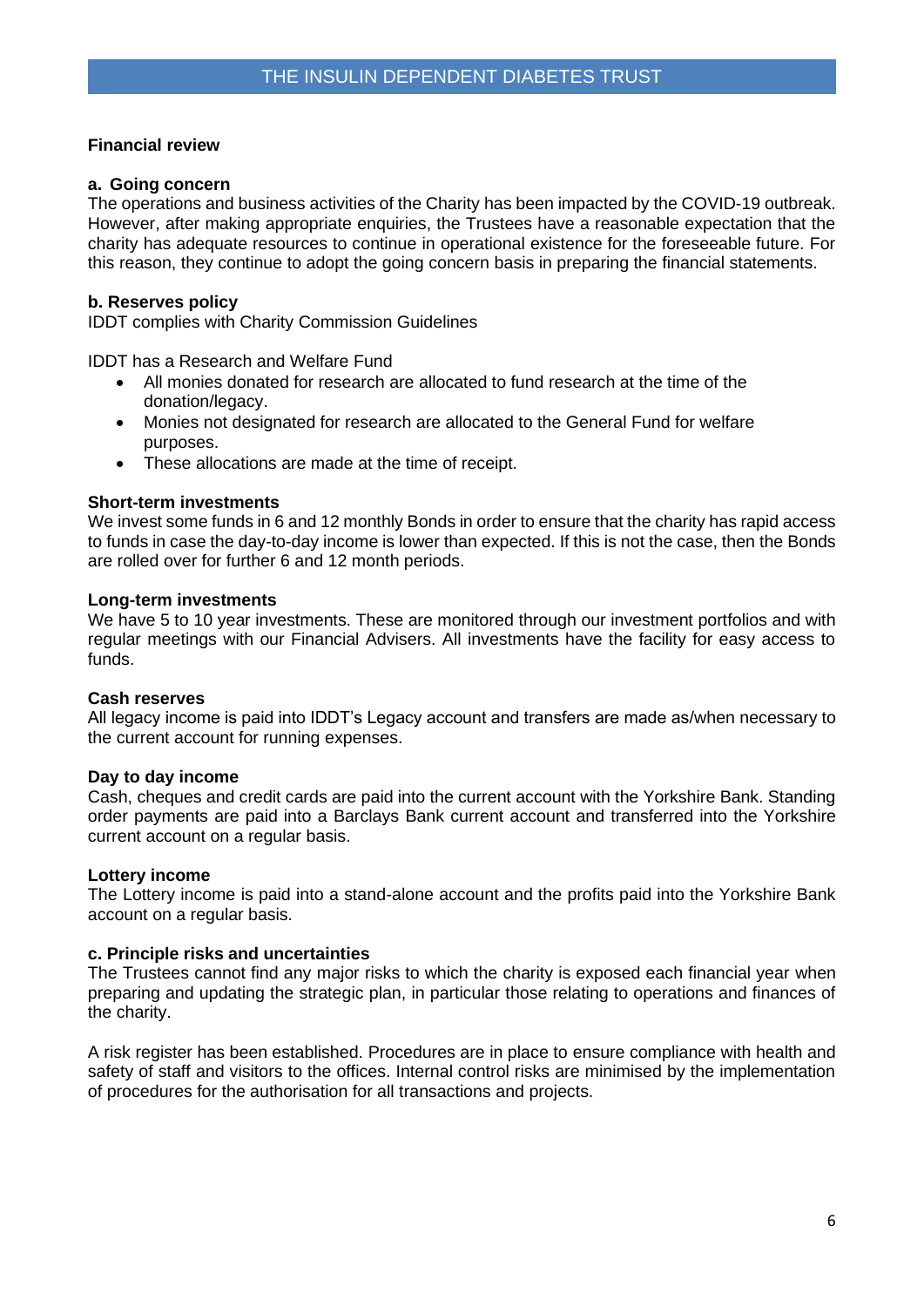## Financial review

### a. Going concern

The operations and business activities of the Charity has been impacted by the COVID-19 outbreak. However, after making appropriate enquiries, the Trustees have a reasonable expectation that the charity has adequate resources to continue in operational existence for the foreseeable future. For this reason, they continue to adopt the going concern basis in preparing the financial statements.

### b. Reserves policy

IDDT complies with Charity Commission Guidelines

IDDT has a Research and Welfare Fund

- All monies donated for research are allocated to fund research at the time of the donation/legacy.
- Monies not designated for research are allocated to the General Fund for welfare purposes.
- These allocations are made at the time of receipt.

**Short-term investments**

We invest some funds in 6 and 12 monthly Bonds in order to ensure that the charity has rapid access to funds in case the day-to-day income is lower than expected. If this is not the case, then the Bonds are rolled over for further 6 and 12 month periods.

**Long-term investments**

We have 5 to 10 year investments. These are monitored through our investment portfolios and with regular meetings with our Financial Advisers. All investments have the facility for easy access to funds.

**Cash reserves**

All legacy income is paid into IDDT's Legacy account and transfers are made as/when necessary to the current account for running expenses.

**Day to day income**

Cash, cheques and credit cards are paid into the current account with the Yorkshire Bank. Standing order payments are paid into a Barclays Bank current account and transferred into the Yorkshire current account on a regular basis.

**Lottery income**

The Lottery income is paid into a stand-alone account and the profits paid into the Yorkshire Bank account on a regular basis.

### c. Principle risks and uncertainties

The Trustees cannot find any major risks to which the charity is exposed each financial year when preparing and updating the strategic plan, in particular those relating to operations and finances of the charity.

A risk register has been established. Procedures are in place to ensure compliance with health and safety of staff and visitors to the offices. Internal control risks are minimised by the implementation of procedures for the authorisation for all transactions and projects.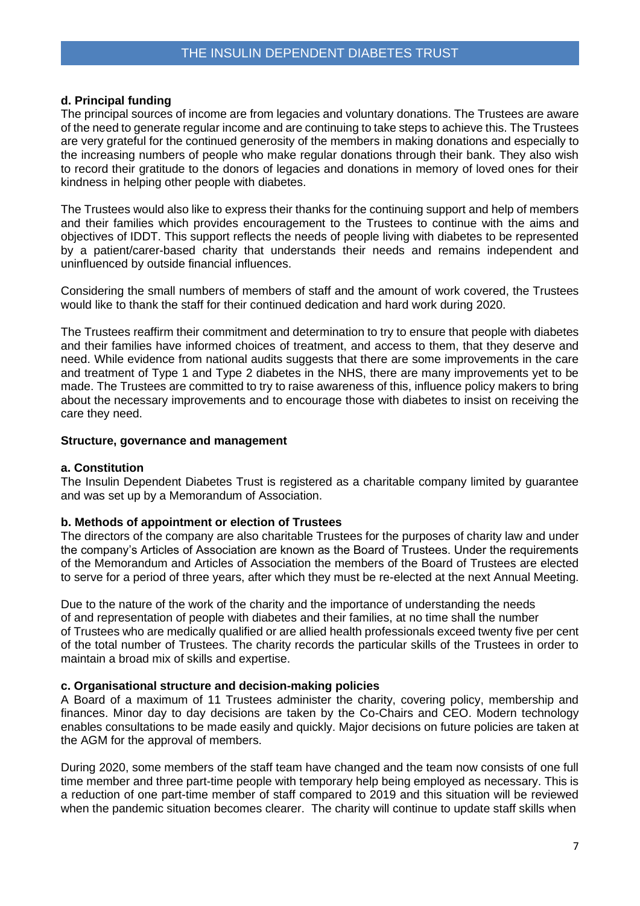### d. Principal funding

The principal sources of income are from legacies and voluntary donations. The Trustees are aware of the need to generate regular income and are continuing to take steps to achieve this. The Trustees are very grateful for the continued generosity of the members in making donations and especially to the increasing numbers of people who make regular donations through their bank. They also wish to record their gratitude to the donors of legacies and donations in memory of loved ones for their kindness in helping other people with diabetes.

The Trustees would also like to express their thanks for the continuing support and help of members and their families which provides encouragement to the Trustees to continue with the aims and objectives of IDDT. This support reflects the needs of people living with diabetes to be represented by a patient/carer-based charity that understands their needs and remains independent and uninfluenced by outside financial influences.

Considering the small numbers of members of staff and the amount of work covered, the Trustees would like to thank the staff for their continued dedication and hard work during 2020.

The Trustees reaffirm their commitment and determination to try to ensure that people with diabetes and their families have informed choices of treatment, and access to them, that they deserve and need. While evidence from national audits suggests that there are some improvements in the care and treatment of Type 1 and Type 2 diabetes in the NHS, there are many improvements yet to be made. The Trustees are committed to try to raise awareness of this, influence policy makers to bring about the necessary improvements and to encourage those with diabetes to insist on receiving the care they need.

## Structure, governance and management

### a. Constitution

The Insulin Dependent Diabetes Trust is registered as a charitable company limited by guarantee and was set up by a Memorandum of Association.

### b. Methods of appointment or election of Trustees

The directors of the company are also charitable Trustees for the purposes of charity law and under the company's Articles of Association are known as the Board of Trustees. Under the requirements of the Memorandum and Articles of Association the members of the Board of Trustees are elected to serve for a period of three years, after which they must be re-elected at the next Annual Meeting.

Due to the nature of the work of the charity and the importance of understanding the needs of and representation of people with diabetes and their families, at no time shall the number of Trustees who are medically qualified or are allied health professionals exceed twenty five per cent of the total number of Trustees. The charity records the particular skills of the Trustees in order to maintain a broad mix of skills and expertise.

### c. Organisational structure and decision-making policies

A Board of a maximum of 11 Trustees administer the charity, covering policy, membership and finances. Minor day to day decisions are taken by the Co-Chairs and CEO. Modern technology enables consultations to be made easily and quickly. Major decisions on future policies are taken at the AGM for the approval of members.

During 2020, some members of the staff team have changed and the team now consists of one full time member and three part-time people with temporary help being employed as necessary. This is a reduction of one part-time member of staff compared to 2019 and this situation will be reviewed when the pandemic situation becomes clearer. The charity will continue to update staff skills when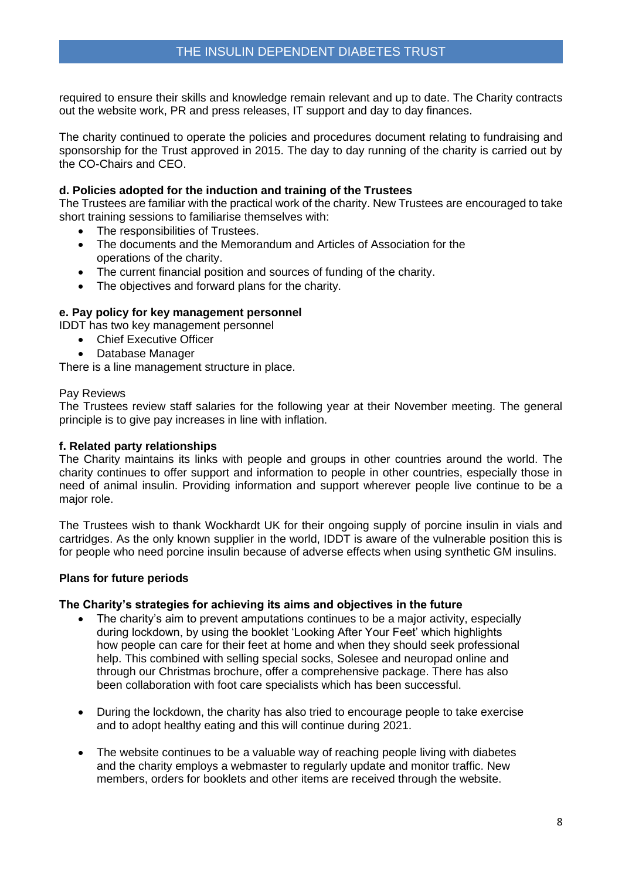required to ensure their skills and knowledge remain relevant and up to date. The Charity contracts out the website work, PR and press releases, IT support and day to day finances.

The charity continued to operate the policies and procedures document relating to fundraising and sponsorship for the Trust approved in 2015. The day to day running of the charity is carried out by the CO-Chairs and CEO.

**d. Policies adopted for the induction and training of the Trustees**

The Trustees are familiar with the practical work of the charity. New Trustees are encouraged to take short training sessions to familiarise themselves with:

- The responsibilities of Trustees.
- The documents and the Memorandum and Articles of Association for the operations of the charity.
- The current financial position and sources of funding of the charity.
- The objectives and forward plans for the charity.

**e. Pay policy for key management personnel**

IDDT has two key management personnel

- Chief Executive Officer
- Database Manager

There is a line management structure in place.

Pay Reviews

The Trustees review staff salaries for the following year at their November meeting. The general principle is to give pay increases in line with inflation.

**f. Related party relationships**

The Charity maintains its links with people and groups in other countries around the world. The charity continues to offer support and information to people in other countries, especially those in need of animal insulin. Providing information and support wherever people live continue to be a major role.

The Trustees wish to thank Wockhardt UK for their ongoing supply of porcine insulin in vials and cartridges. As the only known supplier in the world, IDDT is aware of the vulnerable position this is for people who need porcine insulin because of adverse effects when using synthetic GM insulins.

**Plans for future periods**

**The Charity's strategies for achieving its aims and objectives in the future**

- The charity's aim to prevent amputations continues to be a major activity, especially during lockdown, by using the booklet 'Looking After Your Feet' which highlights how people can care for their feet at home and when they should seek professional help. This combined with selling special socks, Solesee and neuropad online and through our Christmas brochure, offer a comprehensive package. There has also been collaboration with foot care specialists which has been successful.

- During the lockdown, the charity has also tried to encourage people to take exercise and to adopt healthy eating and this will continue during 2021.

- The website continues to be a valuable way of reaching people living with diabetes and the charity employs a webmaster to regularly update and monitor traffic. New members, orders for booklets and other items are received through the website.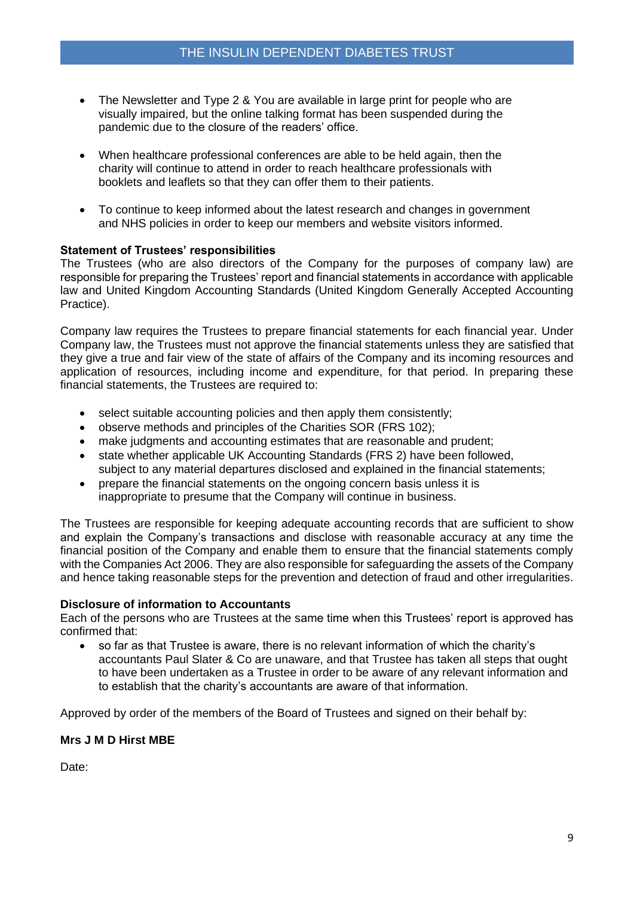- The Newsletter and Type 2 & You are available in large print for people who are visually impaired, but the online talking format has been suspended during the pandemic due to the closure of the readers' office.

- When healthcare professional conferences are able to be held again, then the charity will continue to attend in order to reach healthcare professionals with booklets and leaflets so that they can offer them to their patients.

- To continue to keep informed about the latest research and changes in government and NHS policies in order to keep our members and website visitors informed.

**Statement of Trustees' responsibilities**

The Trustees (who are also directors of the Company for the purposes of company law) are responsible for preparing the Trustees' report and financial statements in accordance with applicable law and United Kingdom Accounting Standards (United Kingdom Generally Accepted Accounting Practice).

Company law requires the Trustees to prepare financial statements for each financial year. Under Company law, the Trustees must not approve the financial statements unless they are satisfied that they give a true and fair view of the state of affairs of the Company and its incoming resources and application of resources, including income and expenditure, for that period. In preparing these financial statements, the Trustees are required to:

- select suitable accounting policies and then apply them consistently;
- observe methods and principles of the Charities SOR (FRS 102);
- make judgments and accounting estimates that are reasonable and prudent;
- state whether applicable UK Accounting Standards (FRS 2) have been followed, subject to any material departures disclosed and explained in the financial statements;
- prepare the financial statements on the ongoing concern basis unless it is inappropriate to presume that the Company will continue in business.

The Trustees are responsible for keeping adequate accounting records that are sufficient to show and explain the Company's transactions and disclose with reasonable accuracy at any time the financial position of the Company and enable them to ensure that the financial statements comply with the Companies Act 2006. They are also responsible for safeguarding the assets of the Company and hence taking reasonable steps for the prevention and detection of fraud and other irregularities.

**Disclosure of information to Accountants**

Each of the persons who are Trustees at the same time when this Trustees' report is approved has confirmed that:

- so far as that Trustee is aware, there is no relevant information of which the charity's accountants Paul Slater & Co are unaware, and that Trustee has taken all steps that ought to have been undertaken as a Trustee in order to be aware of any relevant information and to establish that the charity's accountants are aware of that information.

Approved by order of the members of the Board of Trustees and signed on their behalf by:

**Mrs J M D Hirst MBE**

Date: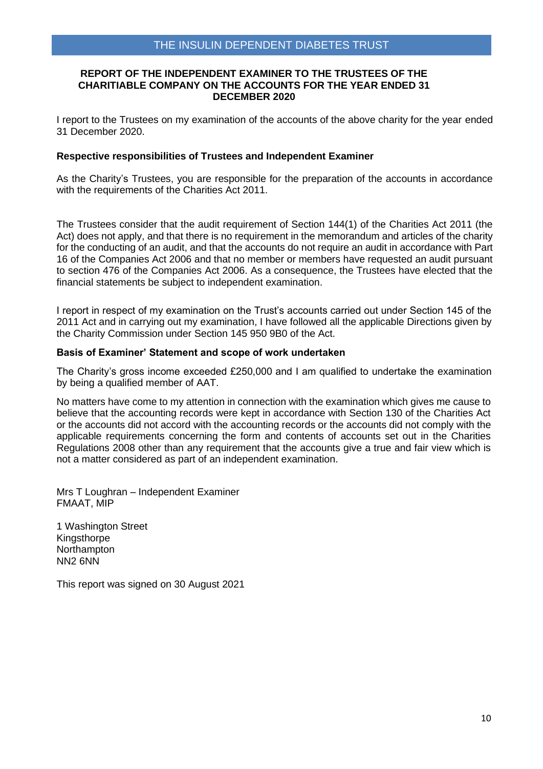THE INSULIN DEPENDENT DIABETES TRUST

## REPORT OF THE INDEPENDENT EXAMINER TO THE TRUSTEES OF THE CHARITABLE COMPANY ON THE ACCOUNTS FOR THE YEAR ENDED 31 DECEMBER 2020

I report to the Trustees on my examination of the accounts of the above charity for the year ended 31 December 2020.

### Respective responsibilities of Trustees and Independent Examiner

As the Charity's Trustees, you are responsible for the preparation of the accounts in accordance with the requirements of the Charities Act 2011.

The Trustees consider that the audit requirement of Section 144(1) of the Charities Act 2011 (the Act) does not apply, and that there is no requirement in the memorandum and articles of the charity for the conducting of an audit, and that the accounts do not require an audit in accordance with Part 16 of the Companies Act 2006 and that no member or members have requested an audit pursuant to section 476 of the Companies Act 2006. As a consequence, the Trustees have elected that the financial statements be subject to independent examination.

I report in respect of my examination on the Trust's accounts carried out under Section 145 of the 2011 Act and in carrying out my examination, I have followed all the applicable Directions given by the Charity Commission under Section 145 950 9B0 of the Act.

### Basis of Examiner' Statement and scope of work undertaken

The Charity's gross income exceeded £250,000 and I am qualified to undertake the examination by being a qualified member of AAT.

No matters have come to my attention in connection with the examination which gives me cause to believe that the accounting records were kept in accordance with Section 130 of the Charities Act or the accounts did not accord with the accounting records or the accounts did not comply with the applicable requirements concerning the form and contents of accounts set out in the Charities Regulations 2008 other than any requirement that the accounts give a true and fair view which is not a matter considered as part of an independent examination.

Mrs T Loughran – Independent Examiner
FMAAT, MIP

1 Washington Street
Kingsthorpe
Northampton
NN2 6NN

This report was signed on 30 August 2021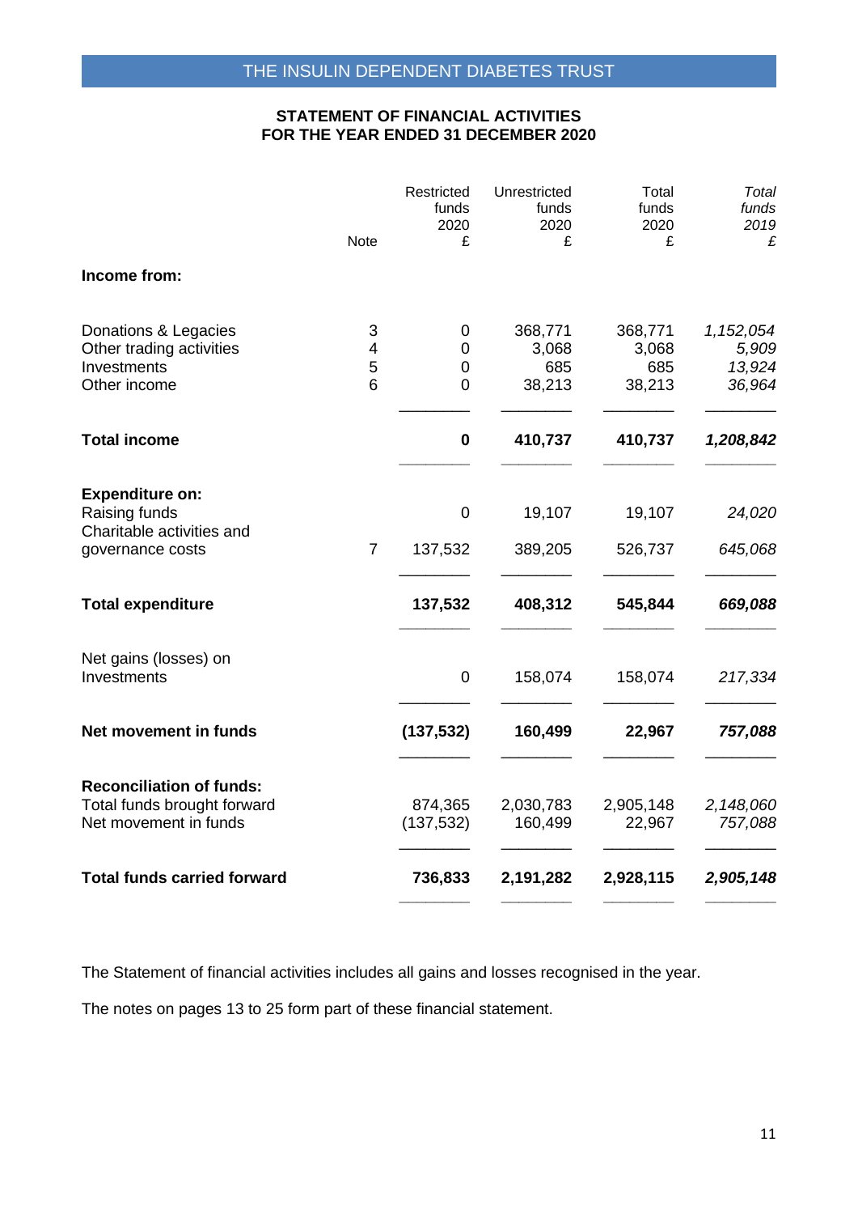## STATEMENT OF FINANCIAL ACTIVITIES
## FOR THE YEAR ENDED 31 DECEMBER 2020

| | Note | Restricted funds 2020 £ | Unrestricted funds 2020 £ | Total funds 2020 £ | *Total funds 2019 £* |
|---|---|---|---|---|---|
| **Income from:** | | | | | |
| Donations & Legacies | 3 | 0 | 368,771 | 368,771 | *1,152,054* |
| Other trading activities | 4 | 0 | 3,068 | 3,068 | *5,909* |
| Investments | 5 | 0 | 685 | 685 | *13,924* |
| Other income | 6 | 0 | 38,213 | 38,213 | *36,964* |
| **Total income** | | **0** | **410,737** | **410,737** | ***1,208,842*** |
| **Expenditure on:** | | | | | |
| Raising funds | | 0 | 19,107 | 19,107 | *24,020* |
| Charitable activities and governance costs | 7 | 137,532 | 389,205 | 526,737 | *645,068* |
| **Total expenditure** | | **137,532** | **408,312** | **545,844** | ***669,088*** |
| Net gains (losses) on Investments | | 0 | 158,074 | 158,074 | *217,334* |
| **Net movement in funds** | | **(137,532)** | **160,499** | **22,967** | ***757,088*** |
| **Reconciliation of funds:** | | | | | |
| Total funds brought forward | | 874,365 | 2,030,783 | 2,905,148 | *2,148,060* |
| Net movement in funds | | (137,532) | 160,499 | 22,967 | *757,088* |
| **Total funds carried forward** | | **736,833** | **2,191,282** | **2,928,115** | ***2,905,148*** |

The Statement of financial activities includes all gains and losses recognised in the year.

The notes on pages 13 to 25 form part of these financial statement.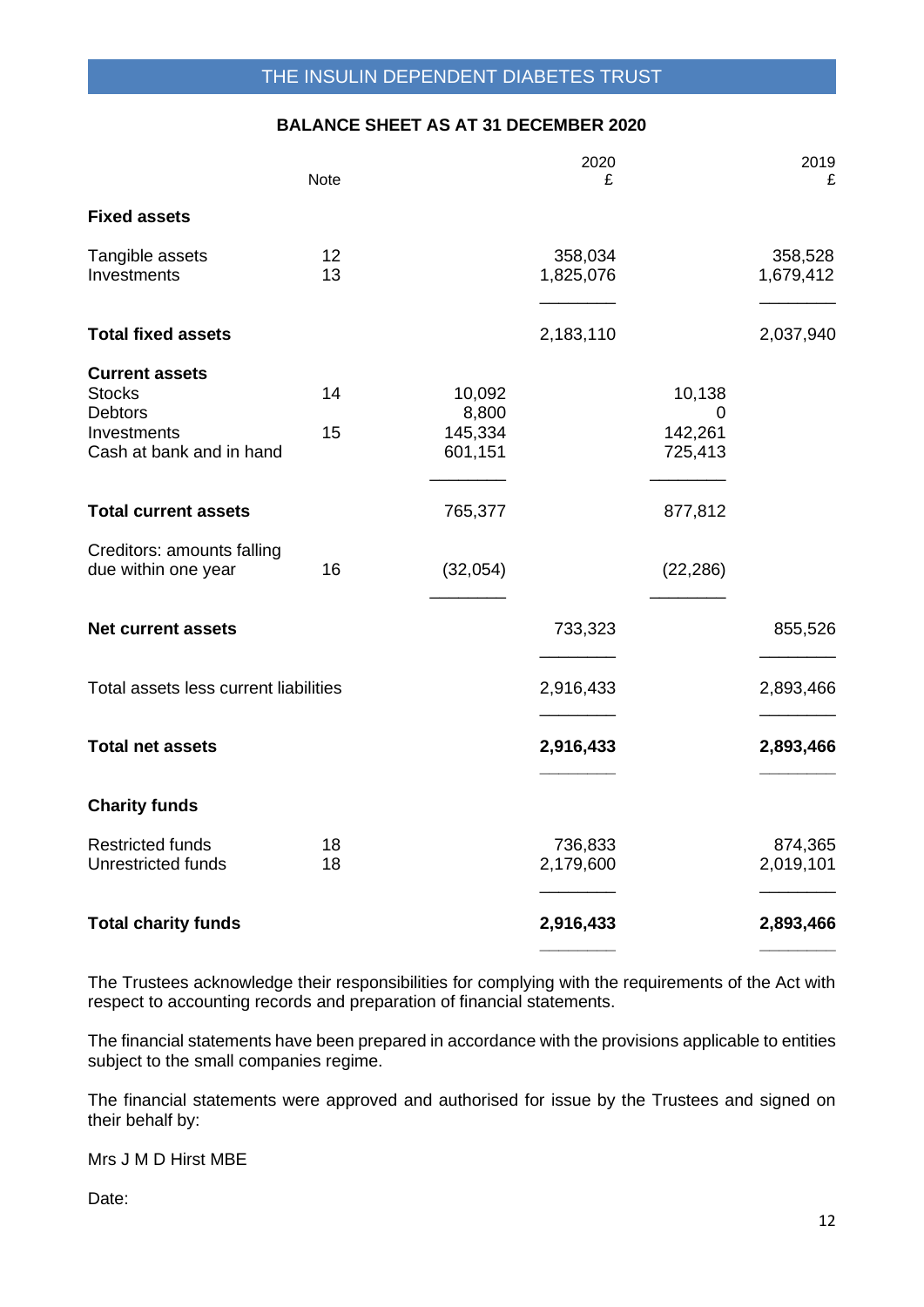THE INSULIN DEPENDENT DIABETES TRUST

## BALANCE SHEET AS AT 31 DECEMBER 2020

| | Note | | 2020 £ | | 2019 £ |
|---|---|---|---|---|---|
| **Fixed assets** | | | | | |
| Tangible assets | 12 | | 358,034 | | 358,528 |
| Investments | 13 | | 1,825,076 | | 1,679,412 |
| **Total fixed assets** | | | 2,183,110 | | 2,037,940 |
| **Current assets** | | | | | |
| Stocks | 14 | 10,092 | | 10,138 | |
| Debtors | | 8,800 | | 0 | |
| Investments | 15 | 145,334 | | 142,261 | |
| Cash at bank and in hand | | 601,151 | | 725,413 | |
| **Total current assets** | | 765,377 | | 877,812 | |
| Creditors: amounts falling due within one year | 16 | (32,054) | | (22,286) | |
| **Net current assets** | | | 733,323 | | 855,526 |
| Total assets less current liabilities | | | 2,916,433 | | 2,893,466 |
| **Total net assets** | | | **2,916,433** | | **2,893,466** |
| **Charity funds** | | | | | |
| Restricted funds | 18 | | 736,833 | | 874,365 |
| Unrestricted funds | 18 | | 2,179,600 | | 2,019,101 |
| **Total charity funds** | | | **2,916,433** | | **2,893,466** |

The Trustees acknowledge their responsibilities for complying with the requirements of the Act with respect to accounting records and preparation of financial statements.

The financial statements have been prepared in accordance with the provisions applicable to entities subject to the small companies regime.

The financial statements were approved and authorised for issue by the Trustees and signed on their behalf by:

Mrs J M D Hirst MBE

Date: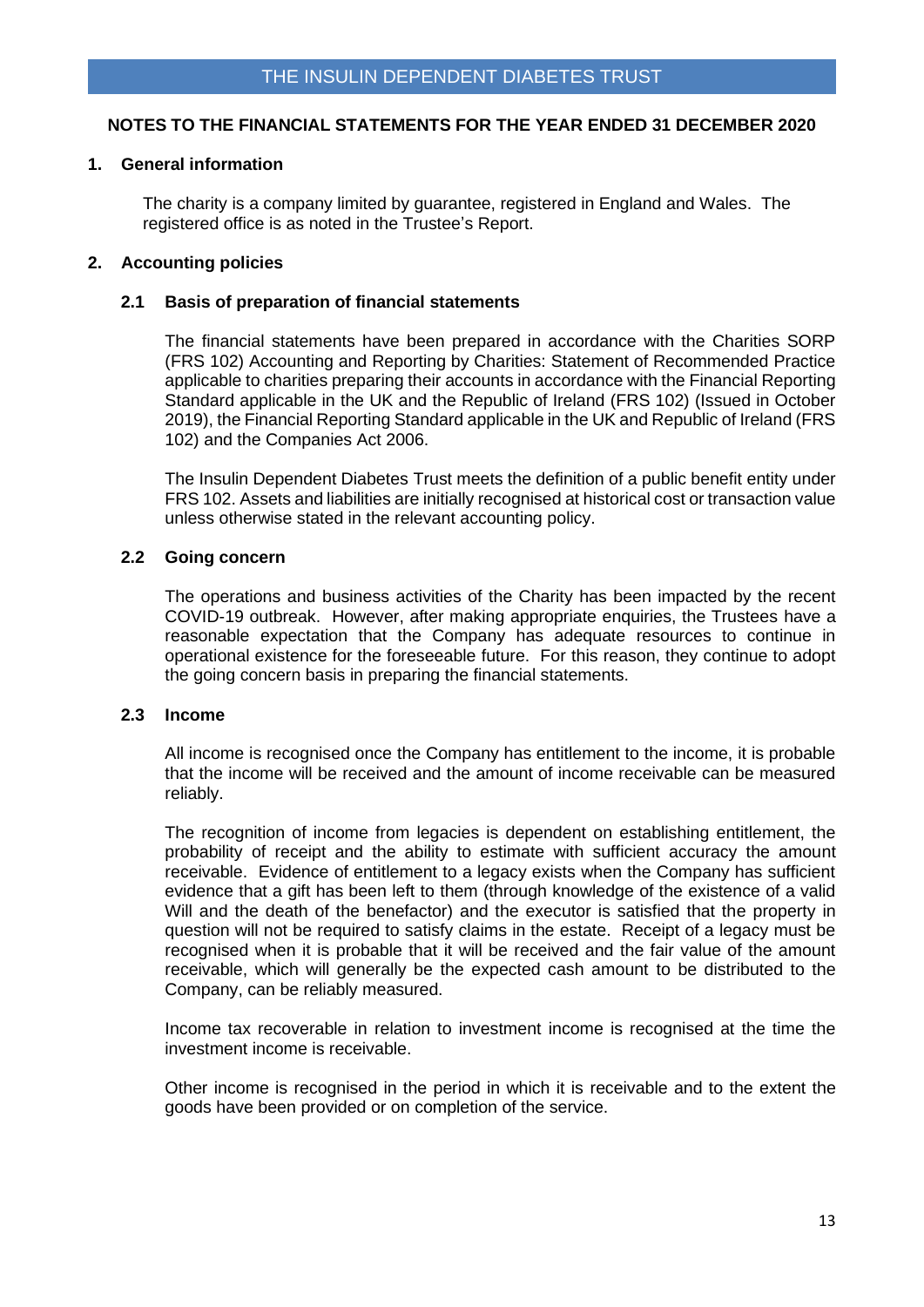## NOTES TO THE FINANCIAL STATEMENTS FOR THE YEAR ENDED 31 DECEMBER 2020

### 1. General information

The charity is a company limited by guarantee, registered in England and Wales. The registered office is as noted in the Trustee's Report.

### 2. Accounting policies

#### 2.1 Basis of preparation of financial statements

The financial statements have been prepared in accordance with the Charities SORP (FRS 102) Accounting and Reporting by Charities: Statement of Recommended Practice applicable to charities preparing their accounts in accordance with the Financial Reporting Standard applicable in the UK and the Republic of Ireland (FRS 102) (Issued in October 2019), the Financial Reporting Standard applicable in the UK and Republic of Ireland (FRS 102) and the Companies Act 2006.

The Insulin Dependent Diabetes Trust meets the definition of a public benefit entity under FRS 102. Assets and liabilities are initially recognised at historical cost or transaction value unless otherwise stated in the relevant accounting policy.

#### 2.2 Going concern

The operations and business activities of the Charity has been impacted by the recent COVID-19 outbreak. However, after making appropriate enquiries, the Trustees have a reasonable expectation that the Company has adequate resources to continue in operational existence for the foreseeable future. For this reason, they continue to adopt the going concern basis in preparing the financial statements.

#### 2.3 Income

All income is recognised once the Company has entitlement to the income, it is probable that the income will be received and the amount of income receivable can be measured reliably.

The recognition of income from legacies is dependent on establishing entitlement, the probability of receipt and the ability to estimate with sufficient accuracy the amount receivable. Evidence of entitlement to a legacy exists when the Company has sufficient evidence that a gift has been left to them (through knowledge of the existence of a valid Will and the death of the benefactor) and the executor is satisfied that the property in question will not be required to satisfy claims in the estate. Receipt of a legacy must be recognised when it is probable that it will be received and the fair value of the amount receivable, which will generally be the expected cash amount to be distributed to the Company, can be reliably measured.

Income tax recoverable in relation to investment income is recognised at the time the investment income is receivable.

Other income is recognised in the period in which it is receivable and to the extent the goods have been provided or on completion of the service.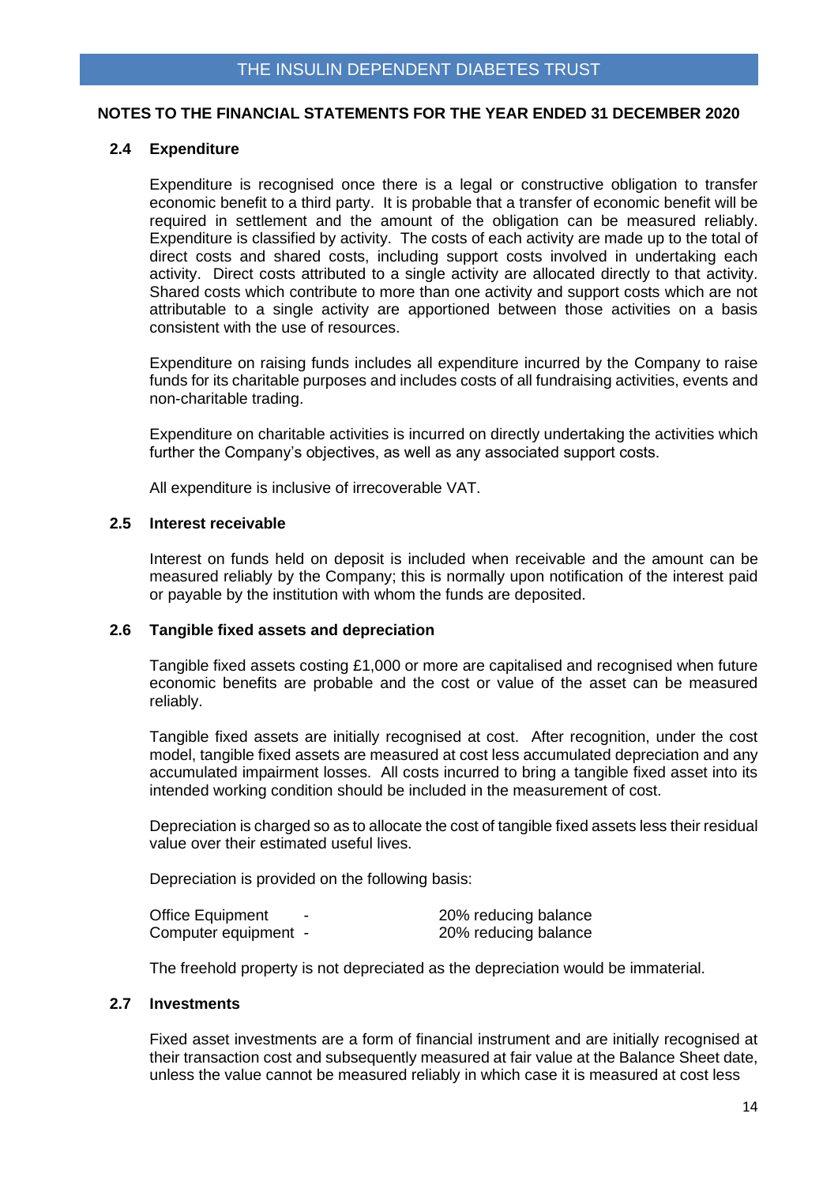## NOTES TO THE FINANCIAL STATEMENTS FOR THE YEAR ENDED 31 DECEMBER 2020

### 2.4 Expenditure

Expenditure is recognised once there is a legal or constructive obligation to transfer economic benefit to a third party. It is probable that a transfer of economic benefit will be required in settlement and the amount of the obligation can be measured reliably. Expenditure is classified by activity. The costs of each activity are made up to the total of direct costs and shared costs, including support costs involved in undertaking each activity. Direct costs attributed to a single activity are allocated directly to that activity. Shared costs which contribute to more than one activity and support costs which are not attributable to a single activity are apportioned between those activities on a basis consistent with the use of resources.

Expenditure on raising funds includes all expenditure incurred by the Company to raise funds for its charitable purposes and includes costs of all fundraising activities, events and non-charitable trading.

Expenditure on charitable activities is incurred on directly undertaking the activities which further the Company's objectives, as well as any associated support costs.

All expenditure is inclusive of irrecoverable VAT.

### 2.5 Interest receivable

Interest on funds held on deposit is included when receivable and the amount can be measured reliably by the Company; this is normally upon notification of the interest paid or payable by the institution with whom the funds are deposited.

### 2.6 Tangible fixed assets and depreciation

Tangible fixed assets costing £1,000 or more are capitalised and recognised when future economic benefits are probable and the cost or value of the asset can be measured reliably.

Tangible fixed assets are initially recognised at cost. After recognition, under the cost model, tangible fixed assets are measured at cost less accumulated depreciation and any accumulated impairment losses. All costs incurred to bring a tangible fixed asset into its intended working condition should be included in the measurement of cost.

Depreciation is charged so as to allocate the cost of tangible fixed assets less their residual value over their estimated useful lives.

Depreciation is provided on the following basis:

| | | |
|---|---|---|
| Office Equipment | - | 20% reducing balance |
| Computer equipment | - | 20% reducing balance |

The freehold property is not depreciated as the depreciation would be immaterial.

### 2.7 Investments

Fixed asset investments are a form of financial instrument and are initially recognised at their transaction cost and subsequently measured at fair value at the Balance Sheet date, unless the value cannot be measured reliably in which case it is measured at cost less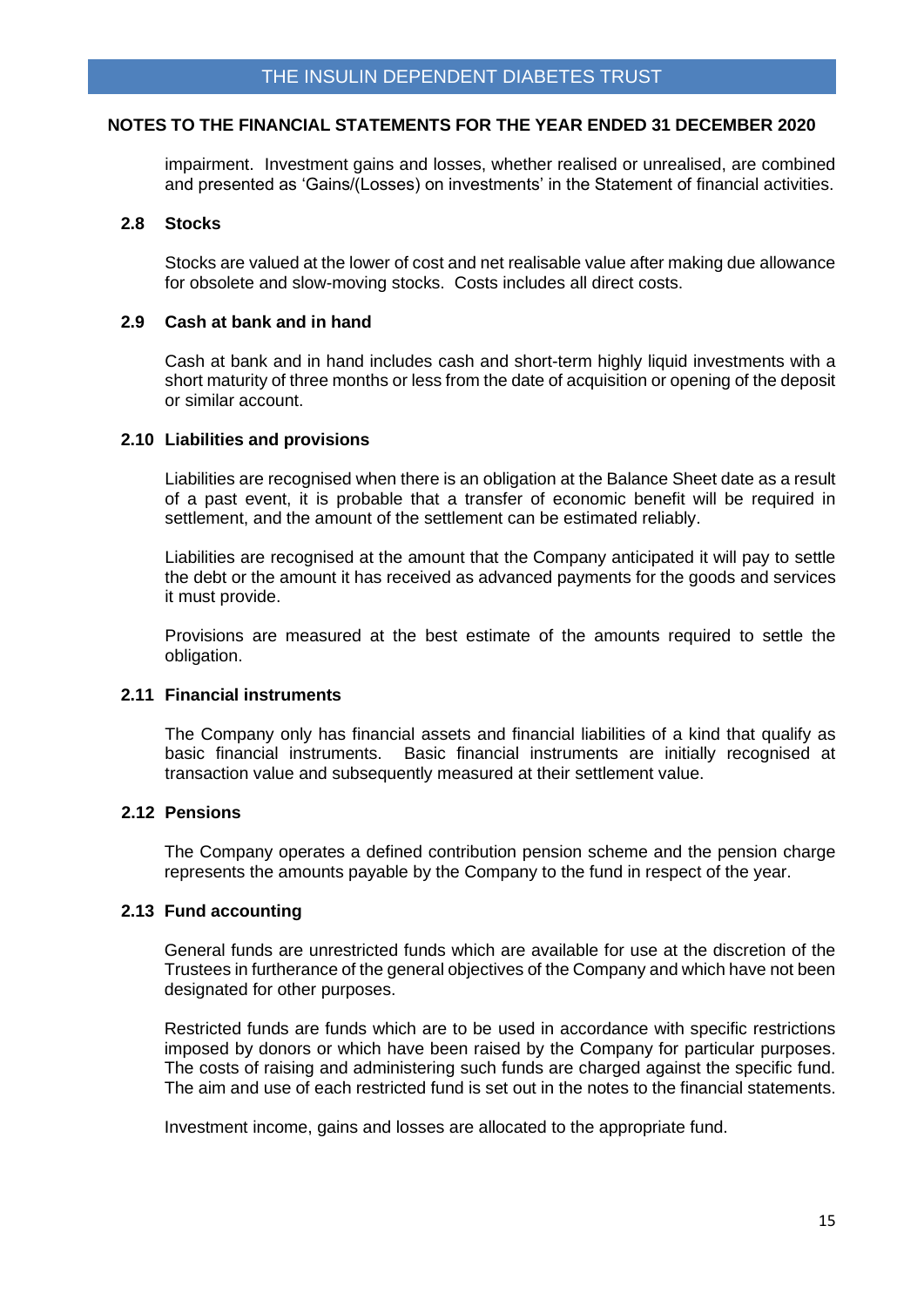## NOTES TO THE FINANCIAL STATEMENTS FOR THE YEAR ENDED 31 DECEMBER 2020

impairment. Investment gains and losses, whether realised or unrealised, are combined and presented as 'Gains/(Losses) on investments' in the Statement of financial activities.

### 2.8 Stocks

Stocks are valued at the lower of cost and net realisable value after making due allowance for obsolete and slow-moving stocks. Costs includes all direct costs.

### 2.9 Cash at bank and in hand

Cash at bank and in hand includes cash and short-term highly liquid investments with a short maturity of three months or less from the date of acquisition or opening of the deposit or similar account.

### 2.10 Liabilities and provisions

Liabilities are recognised when there is an obligation at the Balance Sheet date as a result of a past event, it is probable that a transfer of economic benefit will be required in settlement, and the amount of the settlement can be estimated reliably.

Liabilities are recognised at the amount that the Company anticipated it will pay to settle the debt or the amount it has received as advanced payments for the goods and services it must provide.

Provisions are measured at the best estimate of the amounts required to settle the obligation.

### 2.11 Financial instruments

The Company only has financial assets and financial liabilities of a kind that qualify as basic financial instruments. Basic financial instruments are initially recognised at transaction value and subsequently measured at their settlement value.

### 2.12 Pensions

The Company operates a defined contribution pension scheme and the pension charge represents the amounts payable by the Company to the fund in respect of the year.

### 2.13 Fund accounting

General funds are unrestricted funds which are available for use at the discretion of the Trustees in furtherance of the general objectives of the Company and which have not been designated for other purposes.

Restricted funds are funds which are to be used in accordance with specific restrictions imposed by donors or which have been raised by the Company for particular purposes. The costs of raising and administering such funds are charged against the specific fund. The aim and use of each restricted fund is set out in the notes to the financial statements.

Investment income, gains and losses are allocated to the appropriate fund.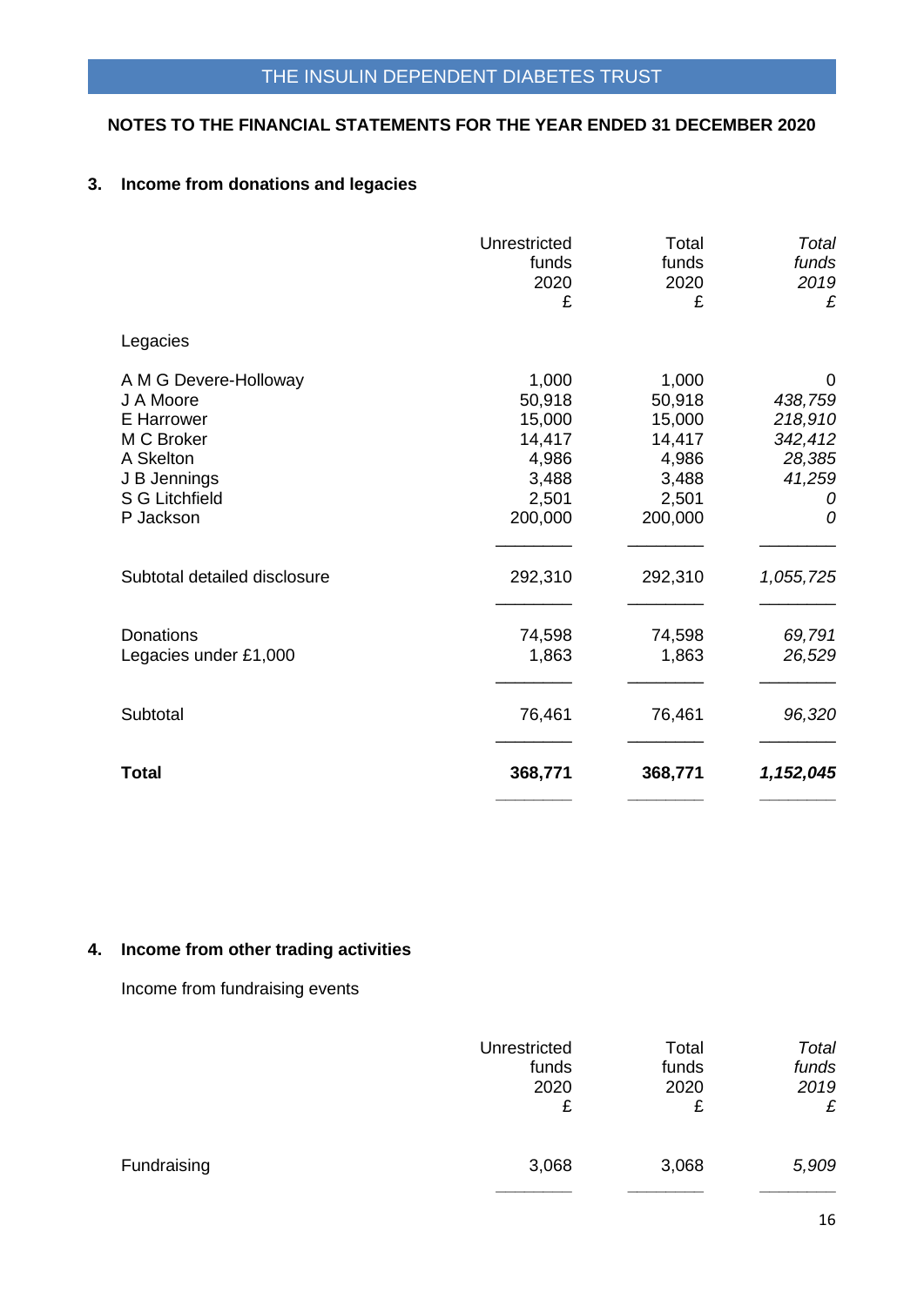## NOTES TO THE FINANCIAL STATEMENTS FOR THE YEAR ENDED 31 DECEMBER 2020

### 3. Income from donations and legacies

| | Unrestricted funds 2020 £ | Total funds 2020 £ | *Total funds 2019 £* |
|---|---|---|---|
| Legacies | | | |
| A M G Devere-Holloway | 1,000 | 1,000 | 0 |
| J A Moore | 50,918 | 50,918 | *438,759* |
| E Harrower | 15,000 | 15,000 | *218,910* |
| M C Broker | 14,417 | 14,417 | *342,412* |
| A Skelton | 4,986 | 4,986 | *28,385* |
| J B Jennings | 3,488 | 3,488 | *41,259* |
| S G Litchfield | 2,501 | 2,501 | *0* |
| P Jackson | 200,000 | 200,000 | *0* |
| Subtotal detailed disclosure | 292,310 | 292,310 | *1,055,725* |
| Donations | 74,598 | 74,598 | *69,791* |
| Legacies under £1,000 | 1,863 | 1,863 | *26,529* |
| Subtotal | 76,461 | 76,461 | *96,320* |
| **Total** | **368,771** | **368,771** | ***1,152,045*** |

### 4. Income from other trading activities

Income from fundraising events

| | Unrestricted funds 2020 £ | Total funds 2020 £ | *Total funds 2019 £* |
|---|---|---|---|
| Fundraising | 3,068 | 3,068 | *5,909* |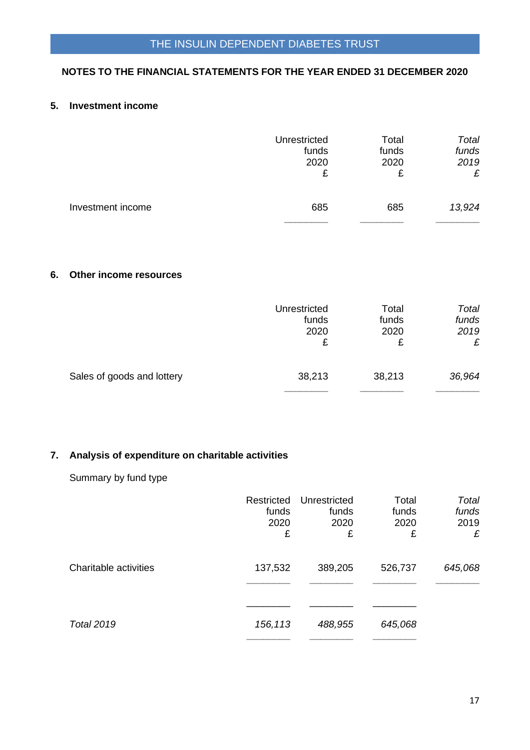## NOTES TO THE FINANCIAL STATEMENTS FOR THE YEAR ENDED 31 DECEMBER 2020

### 5. Investment income

| | Unrestricted funds 2020 £ | Total funds 2020 £ | *Total funds 2019 £* |
|---|---|---|---|
| Investment income | 685 | 685 | *13,924* |

### 6. Other income resources

| | Unrestricted funds 2020 £ | Total funds 2020 £ | *Total funds 2019 £* |
|---|---|---|---|
| Sales of goods and lottery | 38,213 | 38,213 | *36,964* |

### 7. Analysis of expenditure on charitable activities

Summary by fund type

| | Restricted funds 2020 £ | Unrestricted funds 2020 £ | Total funds 2020 £ | *Total funds 2019 £* |
|---|---|---|---|---|
| Charitable activities | 137,532 | 389,205 | 526,737 | *645,068* |
| *Total 2019* | *156,113* | *488,955* | *645,068* | |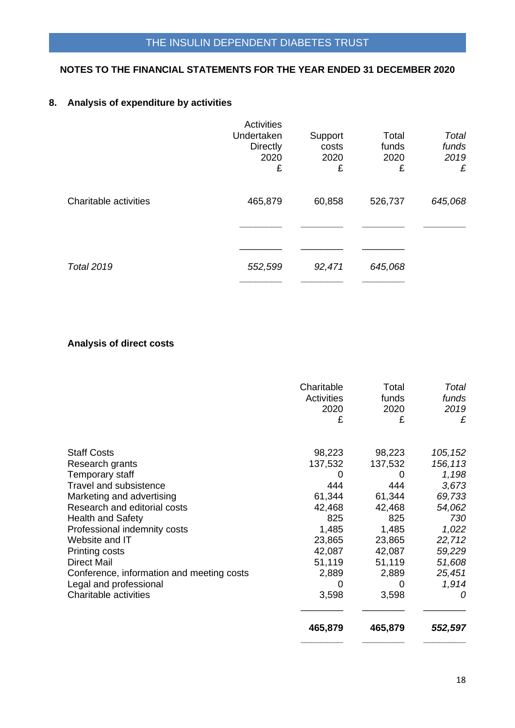**NOTES TO THE FINANCIAL STATEMENTS FOR THE YEAR ENDED 31 DECEMBER 2020**

## 8. Analysis of expenditure by activities

| | Activities Undertaken Directly 2020 £ | Support costs 2020 £ | Total funds 2020 £ | *Total funds 2019 £* |
|---|---|---|---|---|
| Charitable activities | 465,879 | 60,858 | 526,737 | *645,068* |
| *Total 2019* | *552,599* | *92,471* | *645,068* | |

### Analysis of direct costs

| | Charitable Activities 2020 £ | Total funds 2020 £ | *Total funds 2019 £* |
|---|---|---|---|
| Staff Costs | 98,223 | 98,223 | *105,152* |
| Research grants | 137,532 | 137,532 | *156,113* |
| Temporary staff | 0 | 0 | *1,198* |
| Travel and subsistence | 444 | 444 | *3,673* |
| Marketing and advertising | 61,344 | 61,344 | *69,733* |
| Research and editorial costs | 42,468 | 42,468 | *54,062* |
| Health and Safety | 825 | 825 | *730* |
| Professional indemnity costs | 1,485 | 1,485 | *1,022* |
| Website and IT | 23,865 | 23,865 | *22,712* |
| Printing costs | 42,087 | 42,087 | *59,229* |
| Direct Mail | 51,119 | 51,119 | *51,608* |
| Conference, information and meeting costs | 2,889 | 2,889 | *25,451* |
| Legal and professional | 0 | 0 | *1,914* |
| Charitable activities | 3,598 | 3,598 | *0* |
| | **465,879** | **465,879** | ***552,597*** |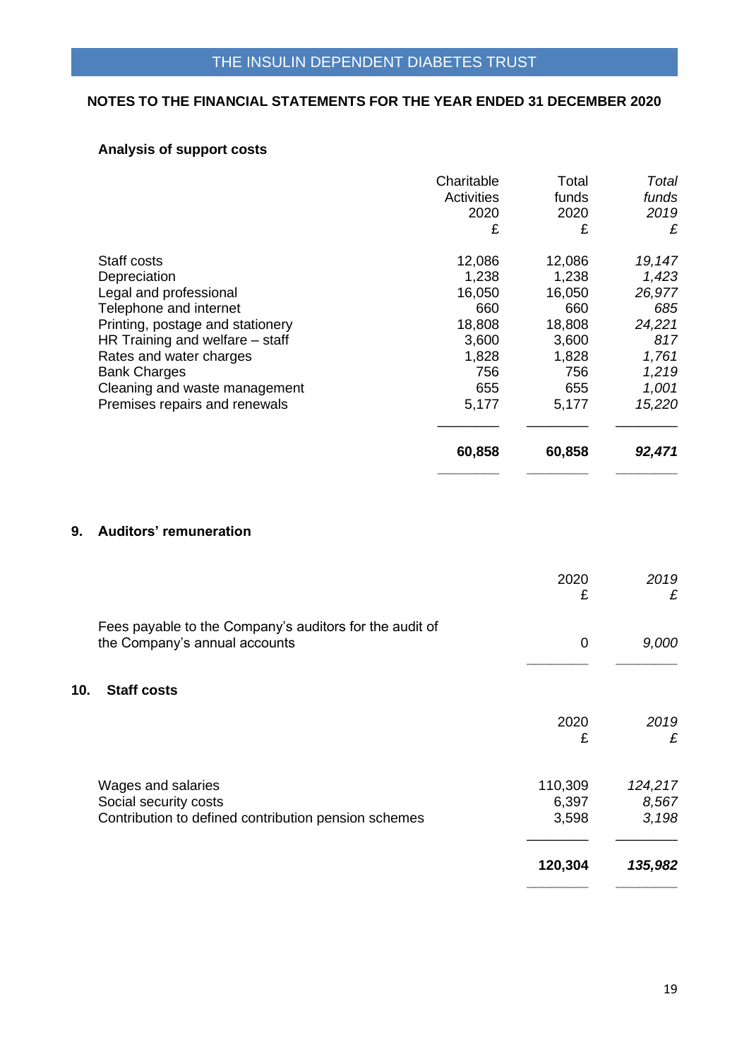## NOTES TO THE FINANCIAL STATEMENTS FOR THE YEAR ENDED 31 DECEMBER 2020

### Analysis of support costs

| | Charitable Activities 2020 £ | Total funds 2020 £ | *Total funds 2019 £* |
|---|---|---|---|
| Staff costs | 12,086 | 12,086 | *19,147* |
| Depreciation | 1,238 | 1,238 | *1,423* |
| Legal and professional | 16,050 | 16,050 | *26,977* |
| Telephone and internet | 660 | 660 | *685* |
| Printing, postage and stationery | 18,808 | 18,808 | *24,221* |
| HR Training and welfare – staff | 3,600 | 3,600 | *817* |
| Rates and water charges | 1,828 | 1,828 | *1,761* |
| Bank Charges | 756 | 756 | *1,219* |
| Cleaning and waste management | 655 | 655 | *1,001* |
| Premises repairs and renewals | 5,177 | 5,177 | *15,220* |
| | **60,858** | **60,858** | ***92,471*** |

### 9. Auditors' remuneration

| | 2020 £ | *2019 £* |
|---|---|---|
| Fees payable to the Company's auditors for the audit of the Company's annual accounts | 0 | *9,000* |

### 10. Staff costs

| | 2020 £ | *2019 £* |
|---|---|---|
| Wages and salaries | 110,309 | *124,217* |
| Social security costs | 6,397 | *8,567* |
| Contribution to defined contribution pension schemes | 3,598 | *3,198* |
| | **120,304** | ***135,982*** |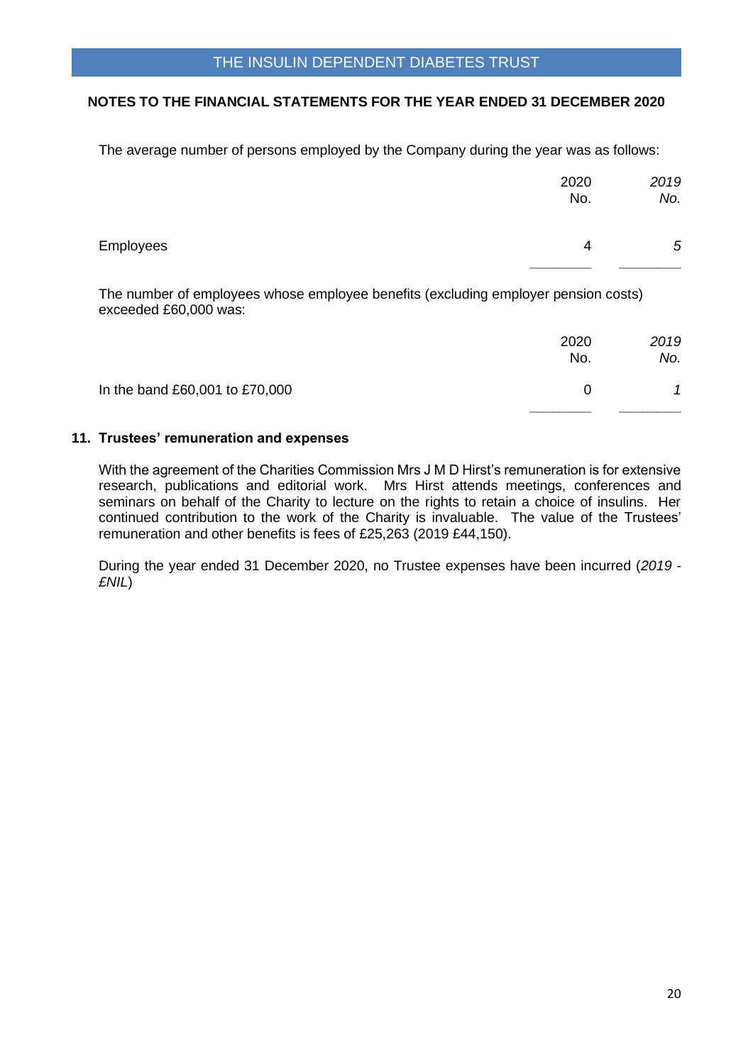**NOTES TO THE FINANCIAL STATEMENTS FOR THE YEAR ENDED 31 DECEMBER 2020**

The average number of persons employed by the Company during the year was as follows:

| | 2020<br>No. | *2019*<br>*No.* |
|---|---|---|
| Employees | 4 | *5* |

The number of employees whose employee benefits (excluding employer pension costs) exceeded £60,000 was:

| | 2020<br>No. | *2019*<br>*No.* |
|---|---|---|
| In the band £60,001 to £70,000 | 0 | *1* |

## 11. Trustees' remuneration and expenses

With the agreement of the Charities Commission Mrs J M D Hirst's remuneration is for extensive research, publications and editorial work. Mrs Hirst attends meetings, conferences and seminars on behalf of the Charity to lecture on the rights to retain a choice of insulins. Her continued contribution to the work of the Charity is invaluable. The value of the Trustees' remuneration and other benefits is fees of £25,263 (2019 £44,150).

During the year ended 31 December 2020, no Trustee expenses have been incurred (*2019 - £NIL*)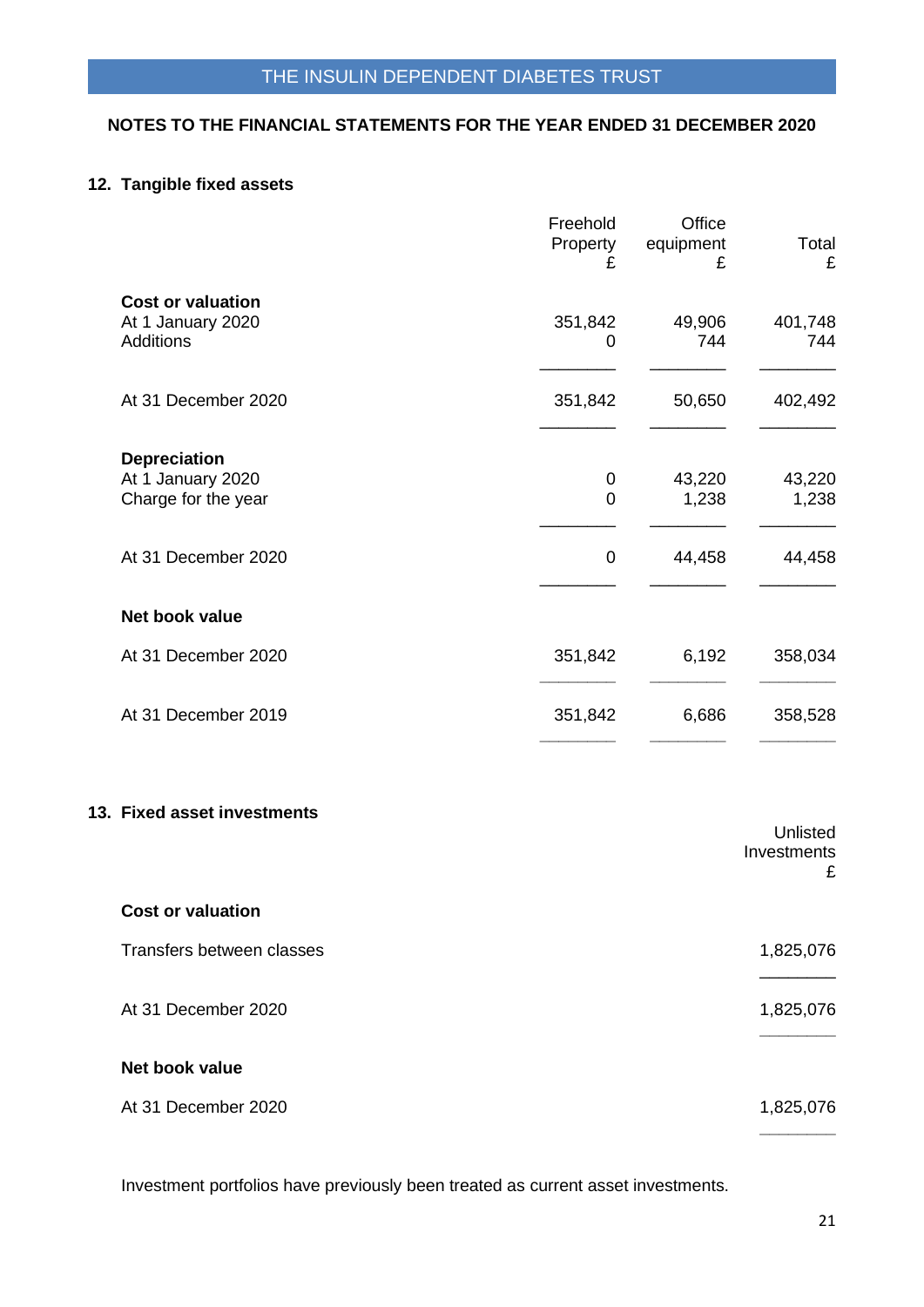**NOTES TO THE FINANCIAL STATEMENTS FOR THE YEAR ENDED 31 DECEMBER 2020**

## 12. Tangible fixed assets

| | Freehold Property £ | Office equipment £ | Total £ |
|---|---|---|---|
| **Cost or valuation** | | | |
| At 1 January 2020 | 351,842 | 49,906 | 401,748 |
| Additions | 0 | 744 | 744 |
| At 31 December 2020 | 351,842 | 50,650 | 402,492 |
| **Depreciation** | | | |
| At 1 January 2020 | 0 | 43,220 | 43,220 |
| Charge for the year | 0 | 1,238 | 1,238 |
| At 31 December 2020 | 0 | 44,458 | 44,458 |
| **Net book value** | | | |
| At 31 December 2020 | 351,842 | 6,192 | 358,034 |
| At 31 December 2019 | 351,842 | 6,686 | 358,528 |

## 13. Fixed asset investments

| | Unlisted Investments £ |
|---|---|
| **Cost or valuation** | |
| Transfers between classes | 1,825,076 |
| At 31 December 2020 | 1,825,076 |
| **Net book value** | |
| At 31 December 2020 | 1,825,076 |

Investment portfolios have previously been treated as current asset investments.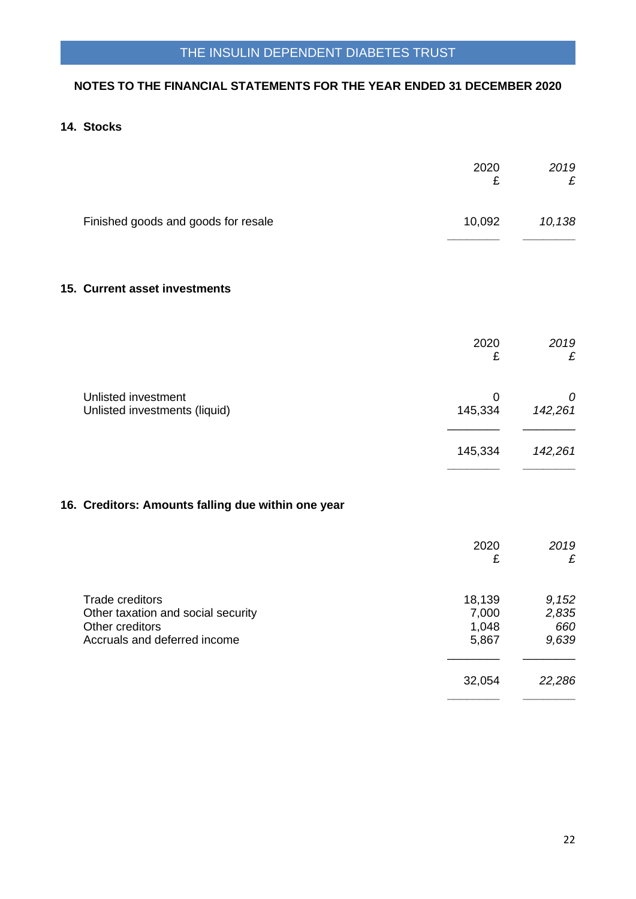## NOTES TO THE FINANCIAL STATEMENTS FOR THE YEAR ENDED 31 DECEMBER 2020

### 14. Stocks

| | 2020<br>£ | *2019*<br>*£* |
|---|---|---|
| Finished goods and goods for resale | 10,092 | *10,138* |

### 15. Current asset investments

| | 2020<br>£ | *2019*<br>*£* |
|---|---|---|
| Unlisted investment | 0 | *0* |
| Unlisted investments (liquid) | 145,334 | *142,261* |
| | 145,334 | *142,261* |

### 16. Creditors: Amounts falling due within one year

| | 2020<br>£ | *2019*<br>*£* |
|---|---|---|
| Trade creditors | 18,139 | *9,152* |
| Other taxation and social security | 7,000 | *2,835* |
| Other creditors | 1,048 | *660* |
| Accruals and deferred income | 5,867 | *9,639* |
| | 32,054 | *22,286* |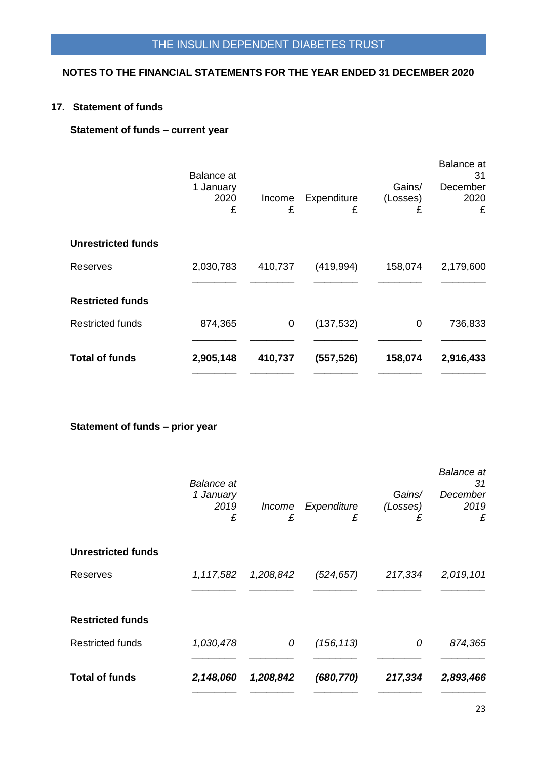## NOTES TO THE FINANCIAL STATEMENTS FOR THE YEAR ENDED 31 DECEMBER 2020

### 17. Statement of funds

**Statement of funds – current year**

| | Balance at 1 January 2020 £ | Income £ | Expenditure £ | Gains/ (Losses) £ | Balance at 31 December 2020 £ |
|---|---|---|---|---|---|
| **Unrestricted funds** | | | | | |
| Reserves | 2,030,783 | 410,737 | (419,994) | 158,074 | 2,179,600 |
| **Restricted funds** | | | | | |
| Restricted funds | 874,365 | 0 | (137,532) | 0 | 736,833 |
| **Total of funds** | **2,905,148** | **410,737** | **(557,526)** | **158,074** | **2,916,433** |

**Statement of funds – prior year**

| | *Balance at 1 January 2019 £* | *Income £* | *Expenditure £* | *Gains/ (Losses) £* | *Balance at 31 December 2019 £* |
|---|---|---|---|---|---|
| **Unrestricted funds** | | | | | |
| Reserves | *1,117,582* | *1,208,842* | *(524,657)* | *217,334* | *2,019,101* |
| **Restricted funds** | | | | | |
| Restricted funds | *1,030,478* | *0* | *(156,113)* | *0* | *874,365* |
| **Total of funds** | ***2,148,060*** | ***1,208,842*** | ***(680,770)*** | ***217,334*** | ***2,893,466*** |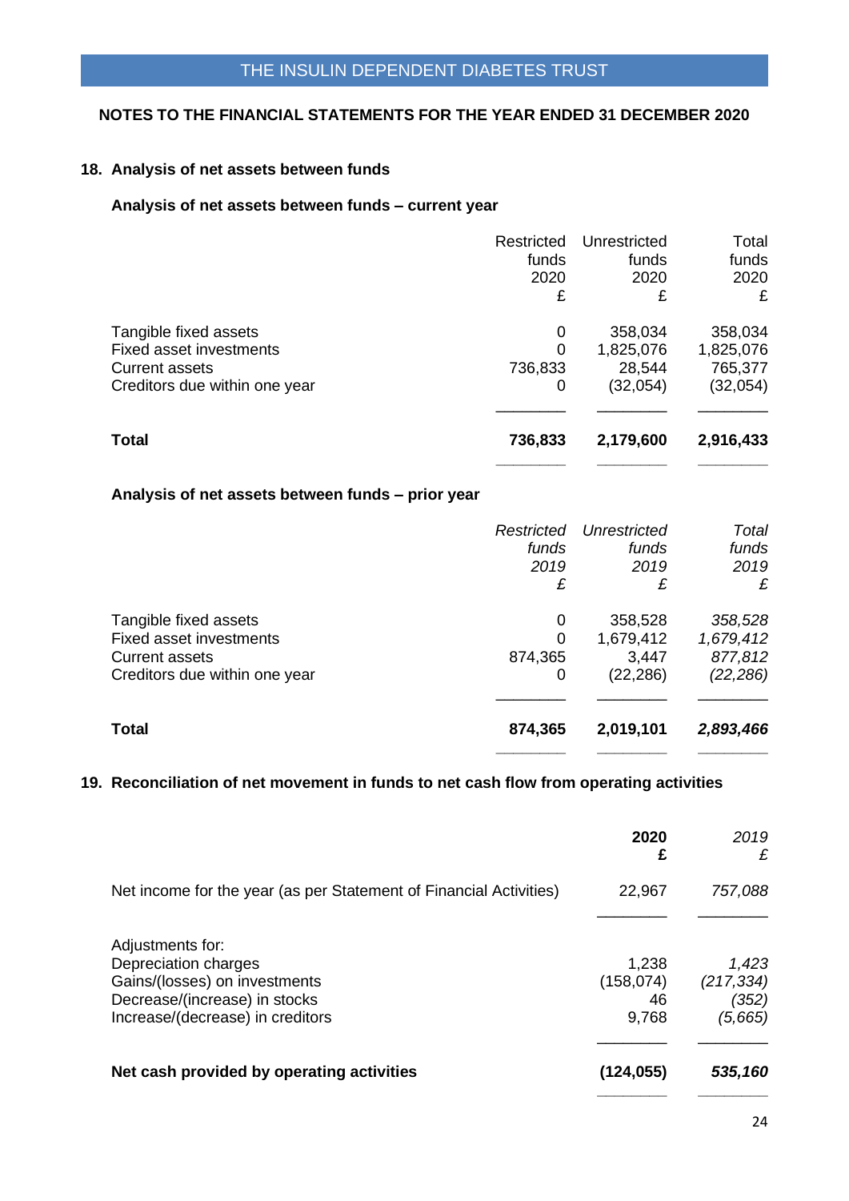THE INSULIN DEPENDENT DIABETES TRUST

**NOTES TO THE FINANCIAL STATEMENTS FOR THE YEAR ENDED 31 DECEMBER 2020**

## 18. Analysis of net assets between funds

### Analysis of net assets between funds – current year

| | Restricted funds 2020 £ | Unrestricted funds 2020 £ | Total funds 2020 £ |
|---|---|---|---|
| Tangible fixed assets | 0 | 358,034 | 358,034 |
| Fixed asset investments | 0 | 1,825,076 | 1,825,076 |
| Current assets | 736,833 | 28,544 | 765,377 |
| Creditors due within one year | 0 | (32,054) | (32,054) |
| **Total** | **736,833** | **2,179,600** | **2,916,433** |

### Analysis of net assets between funds – prior year

| | *Restricted funds 2019 £* | *Unrestricted funds 2019 £* | *Total funds 2019 £* |
|---|---|---|---|
| Tangible fixed assets | 0 | 358,528 | *358,528* |
| Fixed asset investments | 0 | 1,679,412 | *1,679,412* |
| Current assets | 874,365 | 3,447 | *877,812* |
| Creditors due within one year | 0 | (22,286) | *(22,286)* |
| **Total** | **874,365** | **2,019,101** | ***2,893,466*** |

## 19. Reconciliation of net movement in funds to net cash flow from operating activities

| | **2020 £** | *2019 £* |
|---|---|---|
| Net income for the year (as per Statement of Financial Activities) | 22,967 | *757,088* |
| Adjustments for: | | |
| Depreciation charges | 1,238 | *1,423* |
| Gains/(losses) on investments | (158,074) | *(217,334)* |
| Decrease/(increase) in stocks | 46 | *(352)* |
| Increase/(decrease) in creditors | 9,768 | *(5,665)* |
| **Net cash provided by operating activities** | **(124,055)** | ***535,160*** |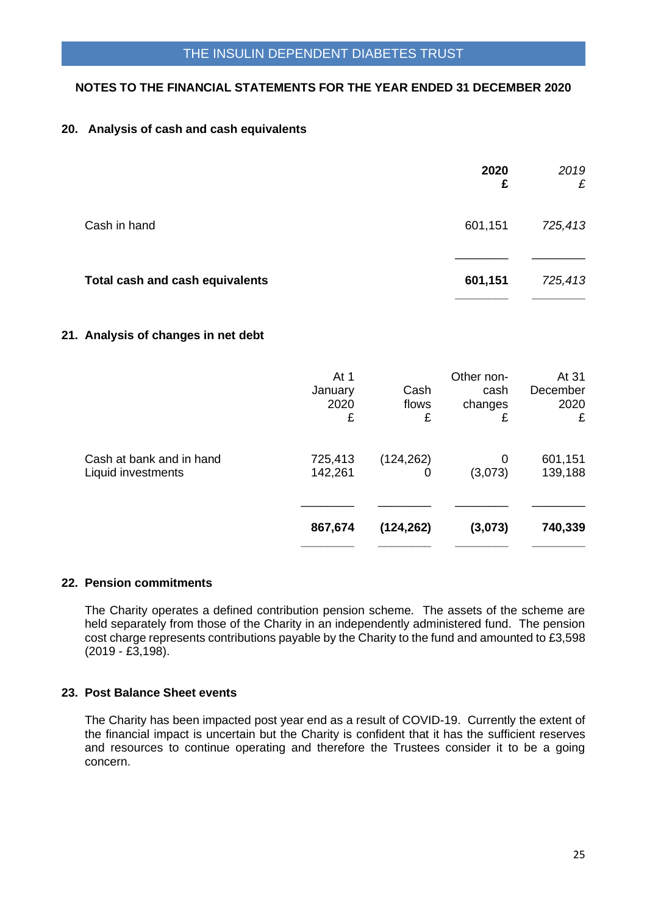**NOTES TO THE FINANCIAL STATEMENTS FOR THE YEAR ENDED 31 DECEMBER 2020**

## 20. Analysis of cash and cash equivalents

| | **2020 £** | *2019 £* |
|---|---|---|
| Cash in hand | 601,151 | *725,413* |
| **Total cash and cash equivalents** | **601,151** | *725,413* |

## 21. Analysis of changes in net debt

| | At 1 January 2020 £ | Cash flows £ | Other non-cash changes £ | At 31 December 2020 £ |
|---|---|---|---|---|
| Cash at bank and in hand | 725,413 | (124,262) | 0 | 601,151 |
| Liquid investments | 142,261 | 0 | (3,073) | 139,188 |
| | **867,674** | **(124,262)** | **(3,073)** | **740,339** |

## 22. Pension commitments

The Charity operates a defined contribution pension scheme. The assets of the scheme are held separately from those of the Charity in an independently administered fund. The pension cost charge represents contributions payable by the Charity to the fund and amounted to £3,598 (2019 - £3,198).

## 23. Post Balance Sheet events

The Charity has been impacted post year end as a result of COVID-19. Currently the extent of the financial impact is uncertain but the Charity is confident that it has the sufficient reserves and resources to continue operating and therefore the Trustees consider it to be a going concern.